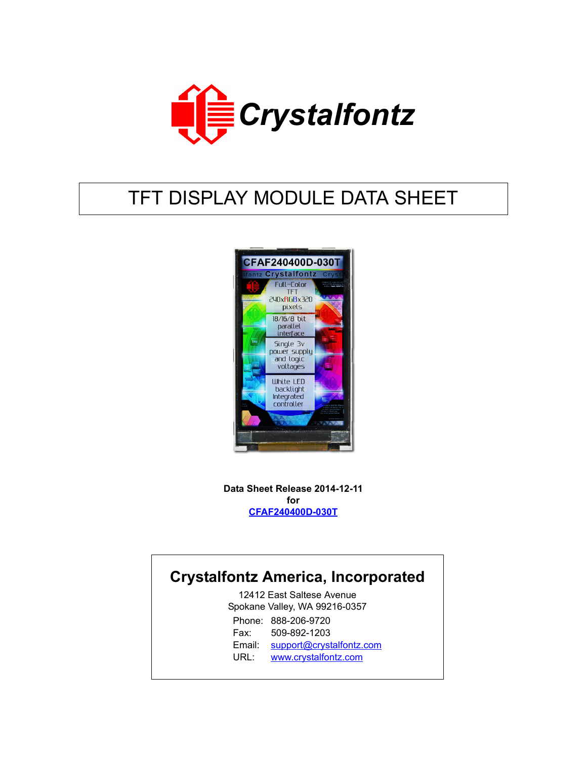# TFT DISPLAY MODULE DATA SHEET

**Data Sheet Release 2014-12-11**
**for**
**CFAF240400D-030T**

## Crystalfontz America, Incorporated

12412 East Saltese Avenue
Spokane Valley, WA 99216-0357

Phone: 888-206-9720
Fax: 509-892-1203
Email: support@crystalfontz.com
URL: www.crystalfontz.com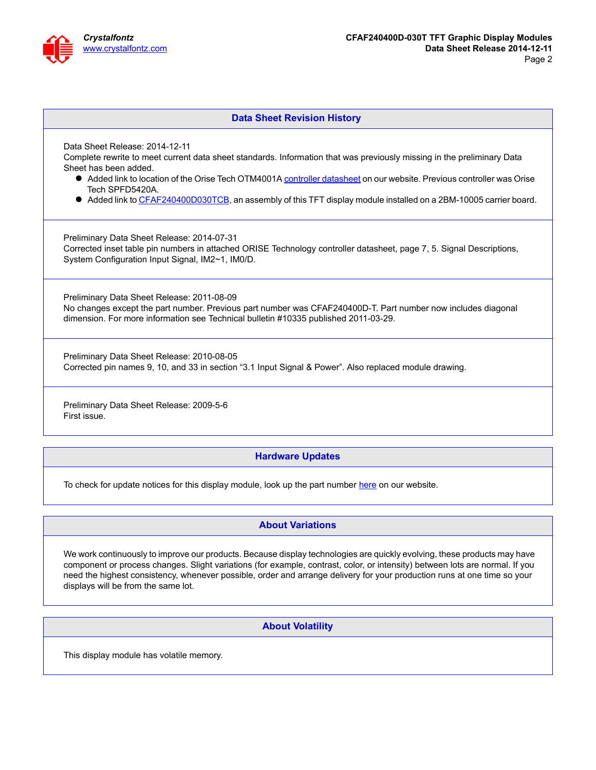## Data Sheet Revision History

Data Sheet Release: 2014-12-11
Complete rewrite to meet current data sheet standards. Information that was previously missing in the preliminary Data Sheet has been added.

- Added link to location of the Orise Tech OTM4001A controller datasheet on our website. Previous controller was Orise Tech SPFD5420A.
- Added link to CFAF240400D030TCB, an assembly of this TFT display module installed on a 2BM-10005 carrier board.

Preliminary Data Sheet Release: 2014-07-31
Corrected inset table pin numbers in attached ORISE Technology controller datasheet, page 7, 5. Signal Descriptions, System Configuration Input Signal, IM2~1, IM0/D.

Preliminary Data Sheet Release: 2011-08-09
No changes except the part number. Previous part number was CFAF240400D-T. Part number now includes diagonal dimension. For more information see Technical bulletin #10335 published 2011-03-29.

Preliminary Data Sheet Release: 2010-08-05
Corrected pin names 9, 10, and 33 in section “3.1 Input Signal & Power”. Also replaced module drawing.

Preliminary Data Sheet Release: 2009-5-6
First issue.

## Hardware Updates

To check for update notices for this display module, look up the part number here on our website.

## About Variations

We work continuously to improve our products. Because display technologies are quickly evolving, these products may have component or process changes. Slight variations (for example, contrast, color, or intensity) between lots are normal. If you need the highest consistency, whenever possible, order and arrange delivery for your production runs at one time so your displays will be from the same lot.

## About Volatility

This display module has volatile memory.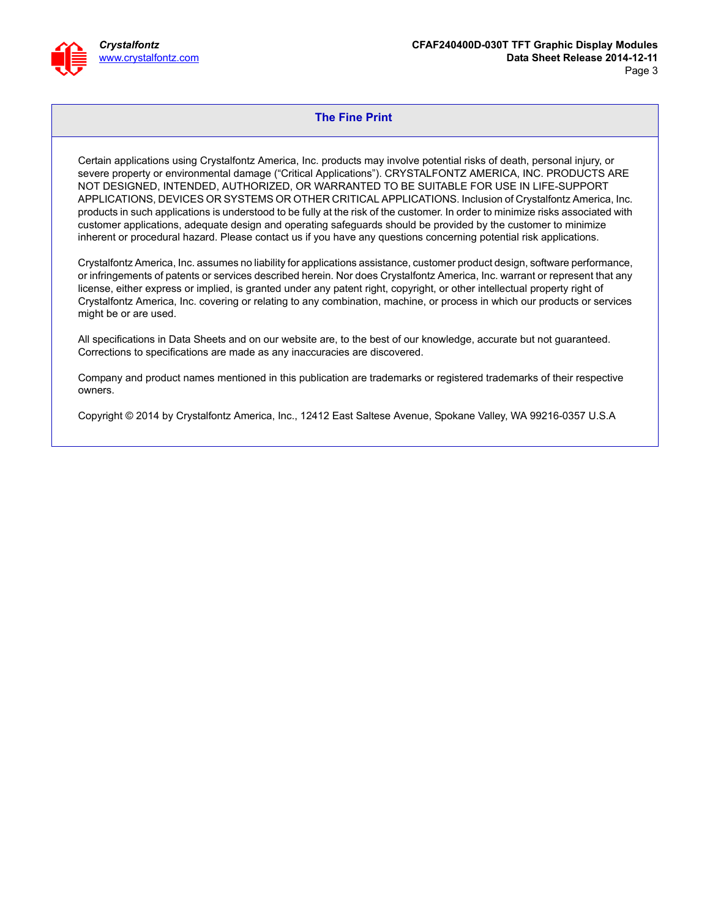## The Fine Print

Certain applications using Crystalfontz America, Inc. products may involve potential risks of death, personal injury, or severe property or environmental damage (“Critical Applications”). CRYSTALFONTZ AMERICA, INC. PRODUCTS ARE NOT DESIGNED, INTENDED, AUTHORIZED, OR WARRANTED TO BE SUITABLE FOR USE IN LIFE-SUPPORT APPLICATIONS, DEVICES OR SYSTEMS OR OTHER CRITICAL APPLICATIONS. Inclusion of Crystalfontz America, Inc. products in such applications is understood to be fully at the risk of the customer. In order to minimize risks associated with customer applications, adequate design and operating safeguards should be provided by the customer to minimize inherent or procedural hazard. Please contact us if you have any questions concerning potential risk applications.

Crystalfontz America, Inc. assumes no liability for applications assistance, customer product design, software performance, or infringements of patents or services described herein. Nor does Crystalfontz America, Inc. warrant or represent that any license, either express or implied, is granted under any patent right, copyright, or other intellectual property right of Crystalfontz America, Inc. covering or relating to any combination, machine, or process in which our products or services might be or are used.

All specifications in Data Sheets and on our website are, to the best of our knowledge, accurate but not guaranteed. Corrections to specifications are made as any inaccuracies are discovered.

Company and product names mentioned in this publication are trademarks or registered trademarks of their respective owners.

Copyright © 2014 by Crystalfontz America, Inc., 12412 East Saltese Avenue, Spokane Valley, WA 99216-0357 U.S.A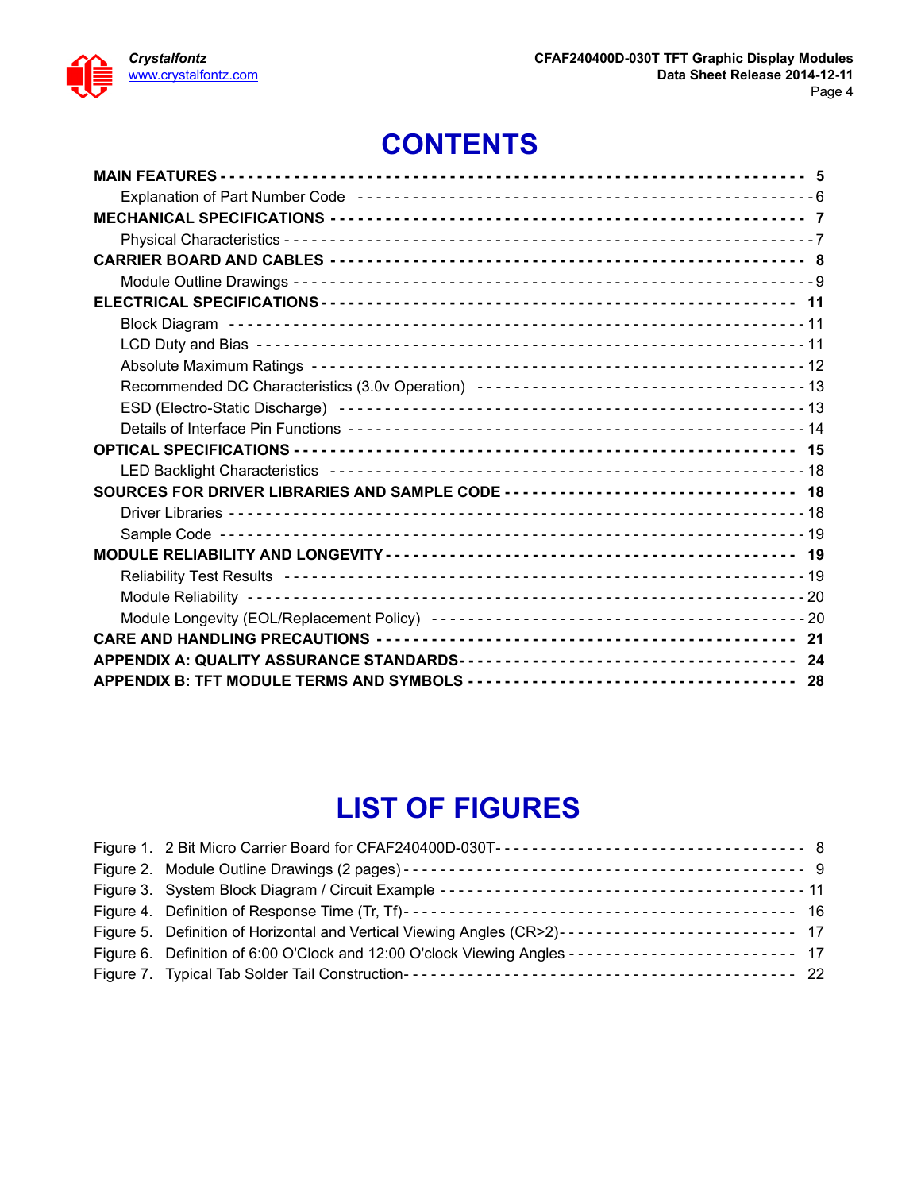# CONTENTS

**MAIN FEATURES** - - - - - - - - - - - - - - - - - - - - - - - - - - - - - - - - - - - - - - - - - - - - - - - - - - - - - - - - - - - - - - - - **5**
- Explanation of Part Number Code - - - - - - - - - - - - - - - - - - - - - - - - - - - - - - - - - - - - - - - - - - - - - - - - 6

**MECHANICAL SPECIFICATIONS** - - - - - - - - - - - - - - - - - - - - - - - - - - - - - - - - - - - - - - - - - - - - - - - - **7**
- Physical Characteristics - - - - - - - - - - - - - - - - - - - - - - - - - - - - - - - - - - - - - - - - - - - - - - - - - - - - - - 7

**CARRIER BOARD AND CABLES** - - - - - - - - - - - - - - - - - - - - - - - - - - - - - - - - - - - - - - - - - - - - - - - **8**
- Module Outline Drawings - - - - - - - - - - - - - - - - - - - - - - - - - - - - - - - - - - - - - - - - - - - - - - - - - - - - - 9

**ELECTRICAL SPECIFICATIONS** - - - - - - - - - - - - - - - - - - - - - - - - - - - - - - - - - - - - - - - - - - - - - - - - **11**
- Block Diagram - - - - - - - - - - - - - - - - - - - - - - - - - - - - - - - - - - - - - - - - - - - - - - - - - - - - - - - - - - - 11
- LCD Duty and Bias - - - - - - - - - - - - - - - - - - - - - - - - - - - - - - - - - - - - - - - - - - - - - - - - - - - - - - - - 11
- Absolute Maximum Ratings - - - - - - - - - - - - - - - - - - - - - - - - - - - - - - - - - - - - - - - - - - - - - - - - - - - 12
- Recommended DC Characteristics (3.0v Operation) - - - - - - - - - - - - - - - - - - - - - - - - - - - - - - - - - - - 13
- ESD (Electro-Static Discharge) - - - - - - - - - - - - - - - - - - - - - - - - - - - - - - - - - - - - - - - - - - - - - - - - 13
- Details of Interface Pin Functions - - - - - - - - - - - - - - - - - - - - - - - - - - - - - - - - - - - - - - - - - - - - - - - 14

**OPTICAL SPECIFICATIONS** - - - - - - - - - - - - - - - - - - - - - - - - - - - - - - - - - - - - - - - - - - - - - - - - - - **15**
- LED Backlight Characteristics - - - - - - - - - - - - - - - - - - - - - - - - - - - - - - - - - - - - - - - - - - - - - - - - - 18

**SOURCES FOR DRIVER LIBRARIES AND SAMPLE CODE** - - - - - - - - - - - - - - - - - - - - - - - - - - - - - - - **18**
- Driver Libraries - - - - - - - - - - - - - - - - - - - - - - - - - - - - - - - - - - - - - - - - - - - - - - - - - - - - - - - - - - 18
- Sample Code - - - - - - - - - - - - - - - - - - - - - - - - - - - - - - - - - - - - - - - - - - - - - - - - - - - - - - - - - - - - 19

**MODULE RELIABILITY AND LONGEVITY** - - - - - - - - - - - - - - - - - - - - - - - - - - - - - - - - - - - - - - - - - **19**
- Reliability Test Results - - - - - - - - - - - - - - - - - - - - - - - - - - - - - - - - - - - - - - - - - - - - - - - - - - - - - 19
- Module Reliability - - - - - - - - - - - - - - - - - - - - - - - - - - - - - - - - - - - - - - - - - - - - - - - - - - - - - - - - - 20
- Module Longevity (EOL/Replacement Policy) - - - - - - - - - - - - - - - - - - - - - - - - - - - - - - - - - - - - - - - - 20

**CARE AND HANDLING PRECAUTIONS** - - - - - - - - - - - - - - - - - - - - - - - - - - - - - - - - - - - - - - - - - - **21**

**APPENDIX A: QUALITY ASSURANCE STANDARDS** - - - - - - - - - - - - - - - - - - - - - - - - - - - - - - - - - - - **24**

**APPENDIX B: TFT MODULE TERMS AND SYMBOLS** - - - - - - - - - - - - - - - - - - - - - - - - - - - - - - - - - - **28**

# LIST OF FIGURES

Figure 1. 2 Bit Micro Carrier Board for CFAF240400D-030T - - - - - - - - - - - - - - - - - - - - - - - - - - - - - - - - - - 8
Figure 2. Module Outline Drawings (2 pages) - - - - - - - - - - - - - - - - - - - - - - - - - - - - - - - - - - - - - - - - - - 9
Figure 3. System Block Diagram / Circuit Example - - - - - - - - - - - - - - - - - - - - - - - - - - - - - - - - - - - - - - - 11
Figure 4. Definition of Response Time (Tr, Tf) - - - - - - - - - - - - - - - - - - - - - - - - - - - - - - - - - - - - - - - - - - 16
Figure 5. Definition of Horizontal and Vertical Viewing Angles (CR>2) - - - - - - - - - - - - - - - - - - - - - - - - - - 17
Figure 6. Definition of 6:00 O'Clock and 12:00 O'clock Viewing Angles - - - - - - - - - - - - - - - - - - - - - - - - - 17
Figure 7. Typical Tab Solder Tail Construction - - - - - - - - - - - - - - - - - - - - - - - - - - - - - - - - - - - - - - - - - 22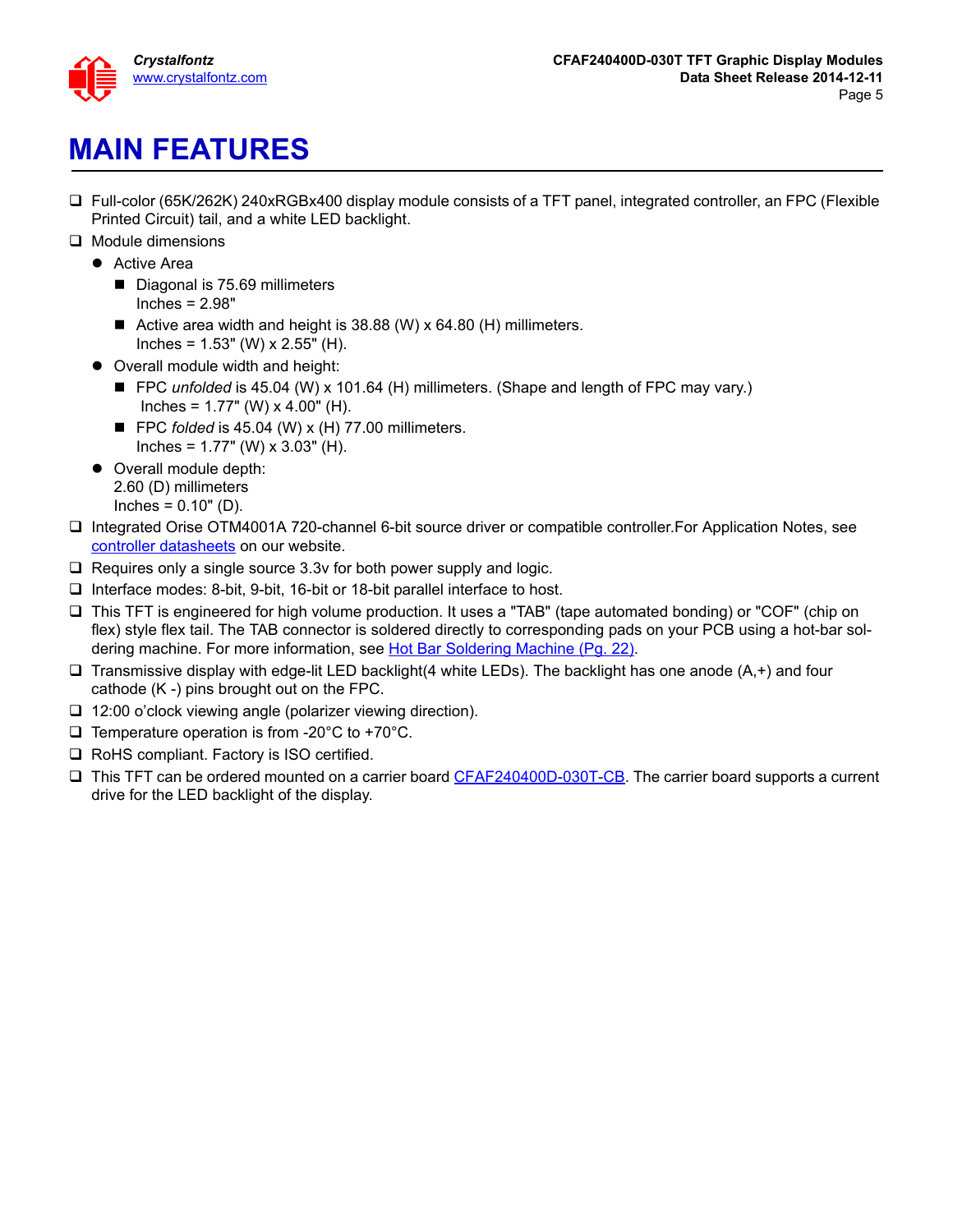# MAIN FEATURES

- Full-color (65K/262K) 240xRGBx400 display module consists of a TFT panel, integrated controller, an FPC (Flexible Printed Circuit) tail, and a white LED backlight.
- Module dimensions
  - Active Area
    - Diagonal is 75.69 millimeters
      Inches = 2.98"
    - Active area width and height is 38.88 (W) x 64.80 (H) millimeters.
      Inches = 1.53" (W) x 2.55" (H).
  - Overall module width and height:
    - FPC *unfolded* is 45.04 (W) x 101.64 (H) millimeters. (Shape and length of FPC may vary.)
      Inches = 1.77" (W) x 4.00" (H).
    - FPC *folded* is 45.04 (W) x (H) 77.00 millimeters.
      Inches = 1.77" (W) x 3.03" (H).
  - Overall module depth:
    2.60 (D) millimeters
    Inches = 0.10" (D).
- Integrated Orise OTM4001A 720-channel 6-bit source driver or compatible controller.For Application Notes, see controller datasheets on our website.
- Requires only a single source 3.3v for both power supply and logic.
- Interface modes: 8-bit, 9-bit, 16-bit or 18-bit parallel interface to host.
- This TFT is engineered for high volume production. It uses a "TAB" (tape automated bonding) or "COF" (chip on flex) style flex tail. The TAB connector is soldered directly to corresponding pads on your PCB using a hot-bar soldering machine. For more information, see Hot Bar Soldering Machine (Pg. 22).
- Transmissive display with edge-lit LED backlight(4 white LEDs). The backlight has one anode (A,+) and four cathode (K -) pins brought out on the FPC.
- 12:00 o'clock viewing angle (polarizer viewing direction).
- Temperature operation is from -20°C to +70°C.
- RoHS compliant. Factory is ISO certified.
- This TFT can be ordered mounted on a carrier board CFAF240400D-030T-CB. The carrier board supports a current drive for the LED backlight of the display.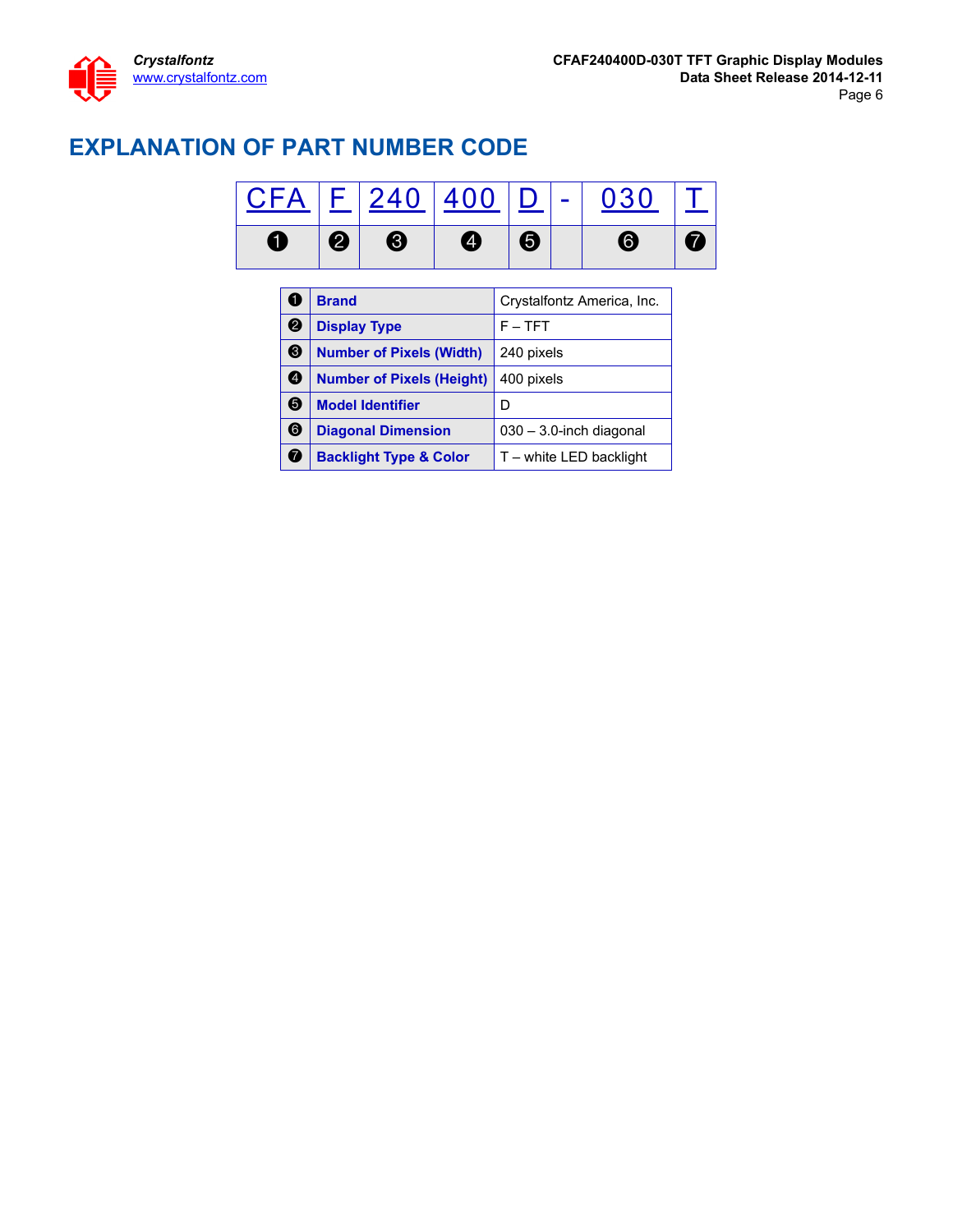## EXPLANATION OF PART NUMBER CODE

| CFA | F | 240 | 400 | D | - | 030 | T |
|---|---|---|---|---|---|---|---|
| ❶ | ❷ | ❸ | ❹ | ❺ | | ❻ | ❼ |

| | | |
|---|---|---|
| ❶ | **Brand** | Crystalfontz America, Inc. |
| ❷ | **Display Type** | F – TFT |
| ❸ | **Number of Pixels (Width)** | 240 pixels |
| ❹ | **Number of Pixels (Height)** | 400 pixels |
| ❺ | **Model Identifier** | D |
| ❻ | **Diagonal Dimension** | 030 – 3.0-inch diagonal |
| ❼ | **Backlight Type & Color** | T – white LED backlight |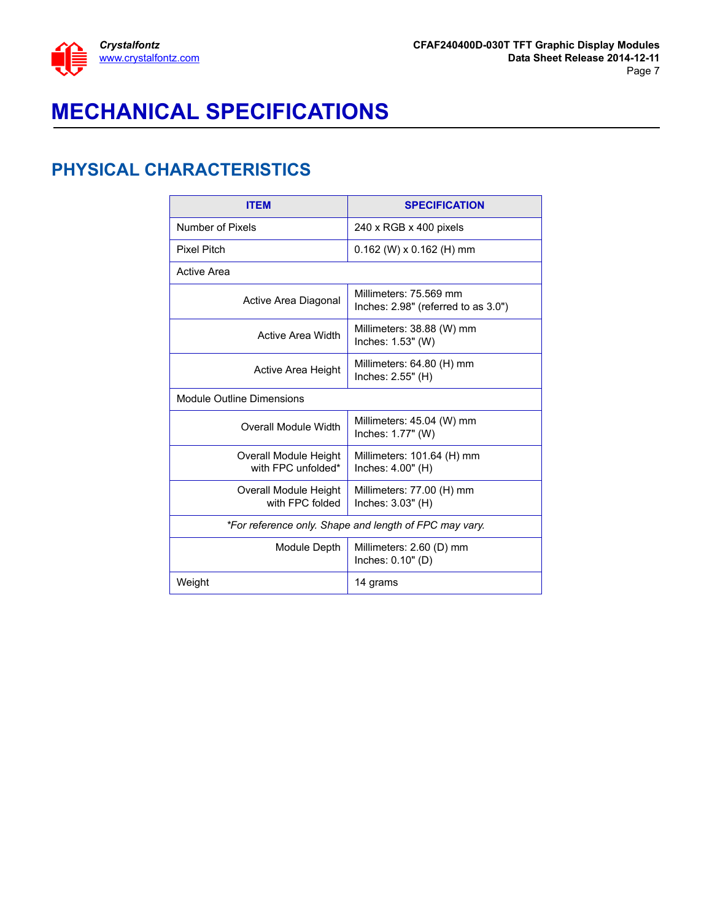# MECHANICAL SPECIFICATIONS

## PHYSICAL CHARACTERISTICS

| ITEM | SPECIFICATION |
|---|---|
| Number of Pixels | 240 x RGB x 400 pixels |
| Pixel Pitch | 0.162 (W) x 0.162 (H) mm |
| Active Area | |
| Active Area Diagonal | Millimeters: 75.569 mm<br>Inches: 2.98" (referred to as 3.0") |
| Active Area Width | Millimeters: 38.88 (W) mm<br>Inches: 1.53" (W) |
| Active Area Height | Millimeters: 64.80 (H) mm<br>Inches: 2.55" (H) |
| Module Outline Dimensions | |
| Overall Module Width | Millimeters: 45.04 (W) mm<br>Inches: 1.77" (W) |
| Overall Module Height with FPC unfolded* | Millimeters: 101.64 (H) mm<br>Inches: 4.00" (H) |
| Overall Module Height with FPC folded | Millimeters: 77.00 (H) mm<br>Inches: 3.03" (H) |
| *For reference only. Shape and length of FPC may vary.* | |
| Module Depth | Millimeters: 2.60 (D) mm<br>Inches: 0.10" (D) |
| Weight | 14 grams |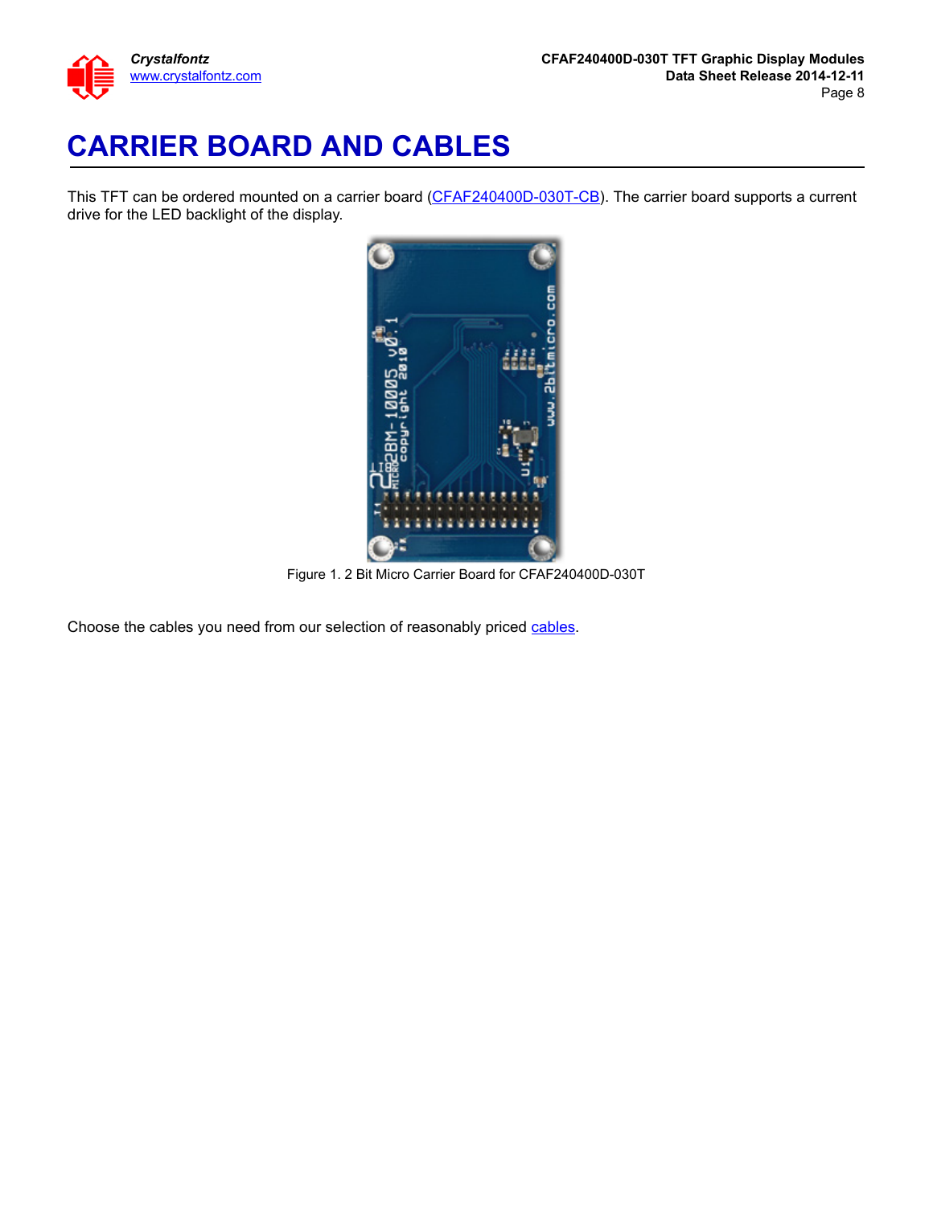# CARRIER BOARD AND CABLES

This TFT can be ordered mounted on a carrier board (CFAF240400D-030T-CB). The carrier board supports a current drive for the LED backlight of the display.

Figure 1. 2 Bit Micro Carrier Board for CFAF240400D-030T

Choose the cables you need from our selection of reasonably priced cables.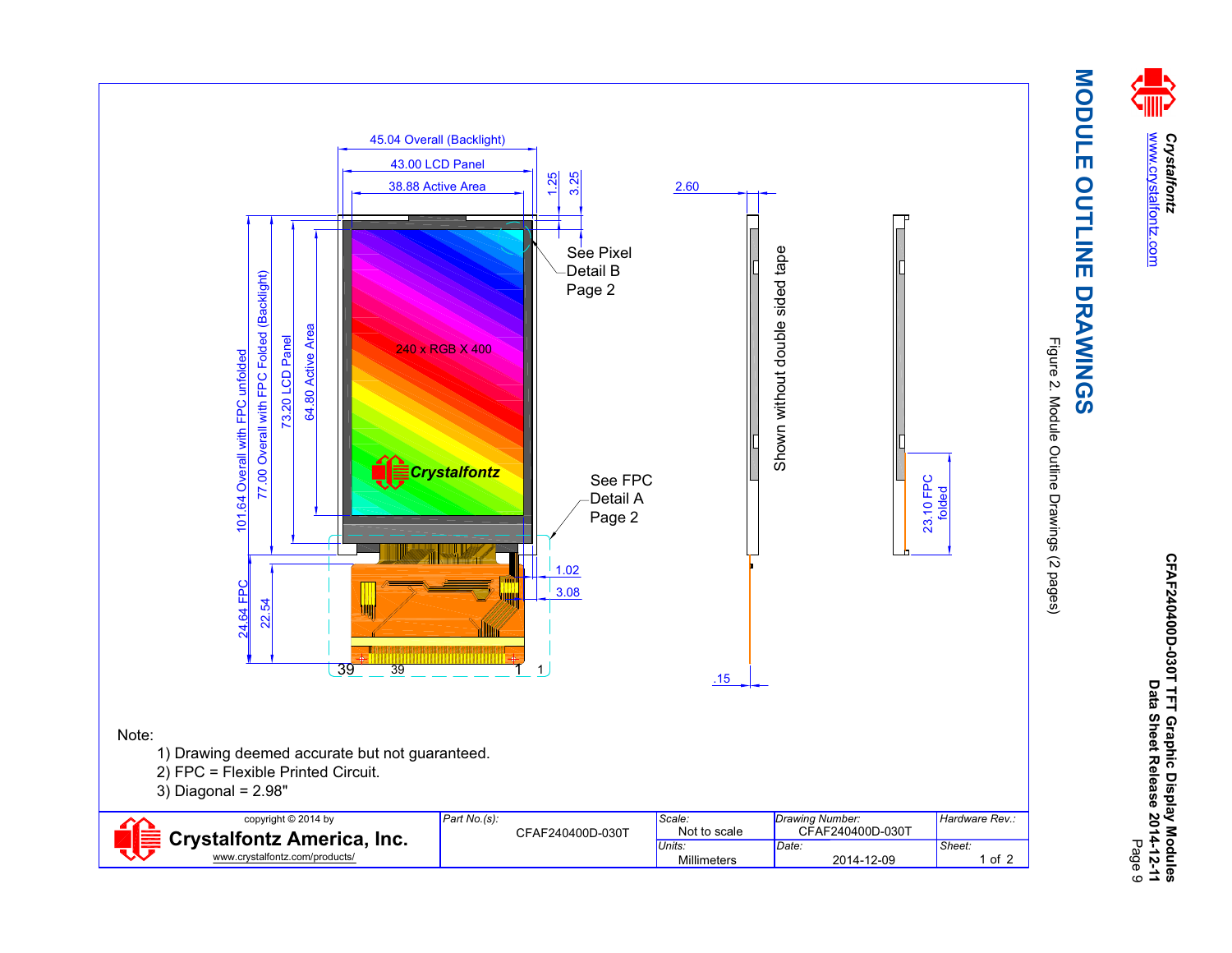# MODULE OUTLINE DRAWINGS

Figure 2. Module Outline Drawings (2 pages)

45.04 Overall (Backlight)

43.00 LCD Panel

38.88 Active Area

1.25

3.25

2.60

See Pixel Detail B Page 2

240 x RGB X 400

Crystalfontz

See FPC Detail A Page 2

101.64 Overall with FPC unfolded

77.00 Overall with FPC Folded (Backlight)

73.20 LCD Panel

64.80 Active Area

24.64 FPC

22.54

1.02

3.08

39 39 1 1

.15

Shown without double sided tape

23.10 FPC folded

Note:

1) Drawing deemed accurate but not guaranteed.
2) FPC = Flexible Printed Circuit.
3) Diagonal = 2.98"

| copyright © 2014 by Crystalfontz America, Inc. www.crystalfontz.com/products/ | Part No.(s): CFAF240400D-030T | Scale: Not to scale | Drawing Number: CFAF240400D-030T | Hardware Rev.: |
|---|---|---|---|---|
| | | Units: Millimeters | Date: 2014-12-09 | Sheet: 1 of 2 |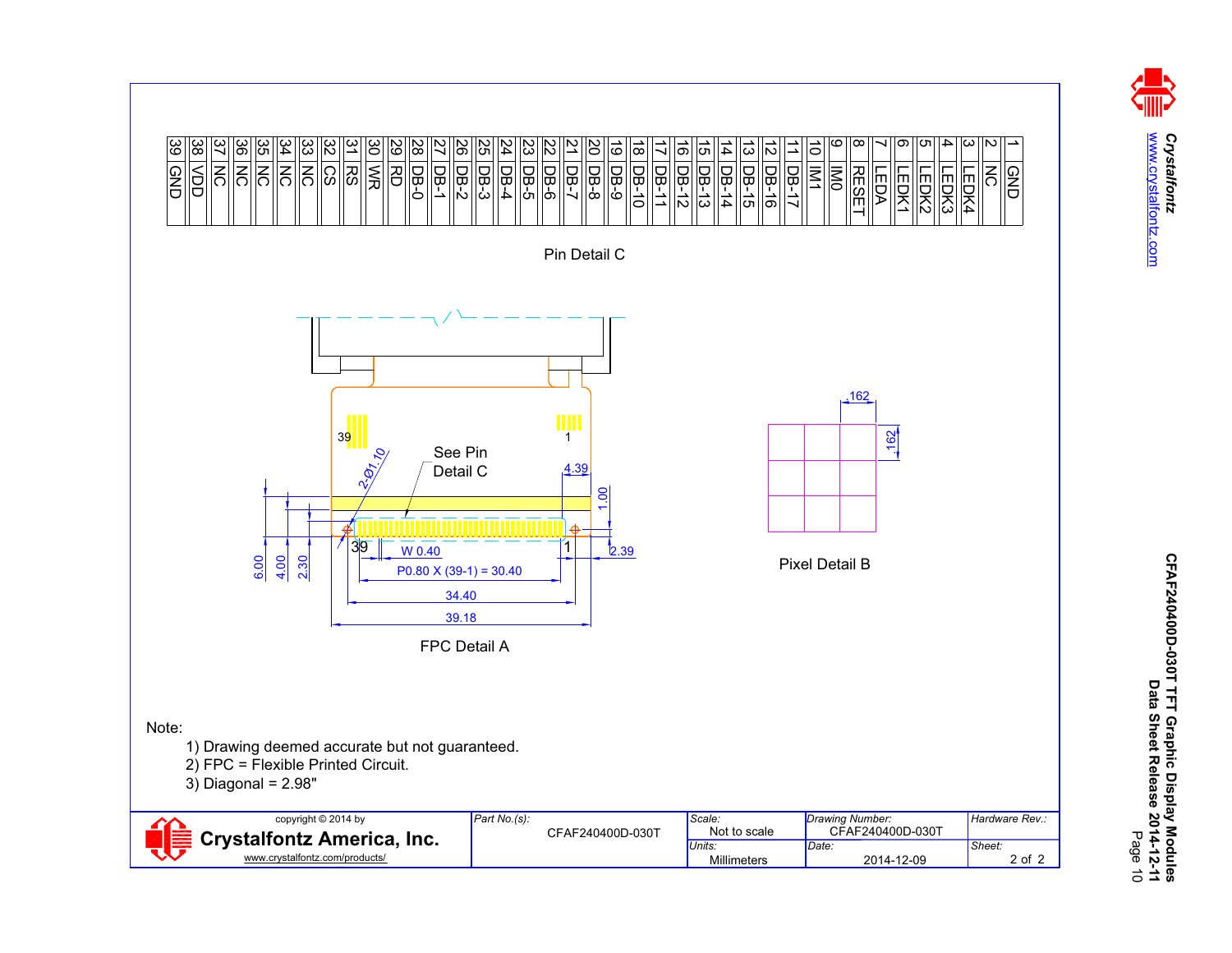## Pin Detail C

| Pin | Signal |
|---|---|
| 1 | GND |
| 2 | NC |
| 3 | LEDK4 |
| 4 | LEDK3 |
| 5 | LEDK2 |
| 6 | LEDK1 |
| 7 | LEDA |
| 8 | RESET |
| 9 | IM0 |
| 10 | IM1 |
| 11 | DB-17 |
| 12 | DB-16 |
| 13 | DB-15 |
| 14 | DB-14 |
| 15 | DB-13 |
| 16 | DB-12 |
| 17 | DB-11 |
| 18 | DB-10 |
| 19 | DB-9 |
| 20 | DB-8 |
| 21 | DB-7 |
| 22 | DB-6 |
| 23 | DB-5 |
| 24 | DB-4 |
| 25 | DB-3 |
| 26 | DB-2 |
| 27 | DB-1 |
| 28 | DB-0 |
| 29 | RD |
| 30 | WR |
| 31 | RS |
| 32 | CS |
| 33 | NC |
| 34 | NC |
| 35 | NC |
| 36 | NC |
| 37 | NC |
| 38 | VDD |
| 39 | GND |

## FPC Detail A

39, 1, 2-Ø1.10, See Pin Detail C, 4.39, 1.00, 2.39, W 0.40, P0.80 X (39-1) = 30.40, 34.40, 39.18, 6.00, 4.00, 2.30

## Pixel Detail B

.162, .162

Note:

1) Drawing deemed accurate but not guaranteed.
2) FPC = Flexible Printed Circuit.
3) Diagonal = 2.98"

| copyright © 2014 by Crystalfontz America, Inc. www.crystalfontz.com/products/ | Part No.(s): CFAF240400D-030T | Scale: Not to scale | Drawing Number: CFAF240400D-030T | Hardware Rev.: |
|---|---|---|---|---|
| | | Units: Millimeters | Date: 2014-12-09 | Sheet: 2 of 2 |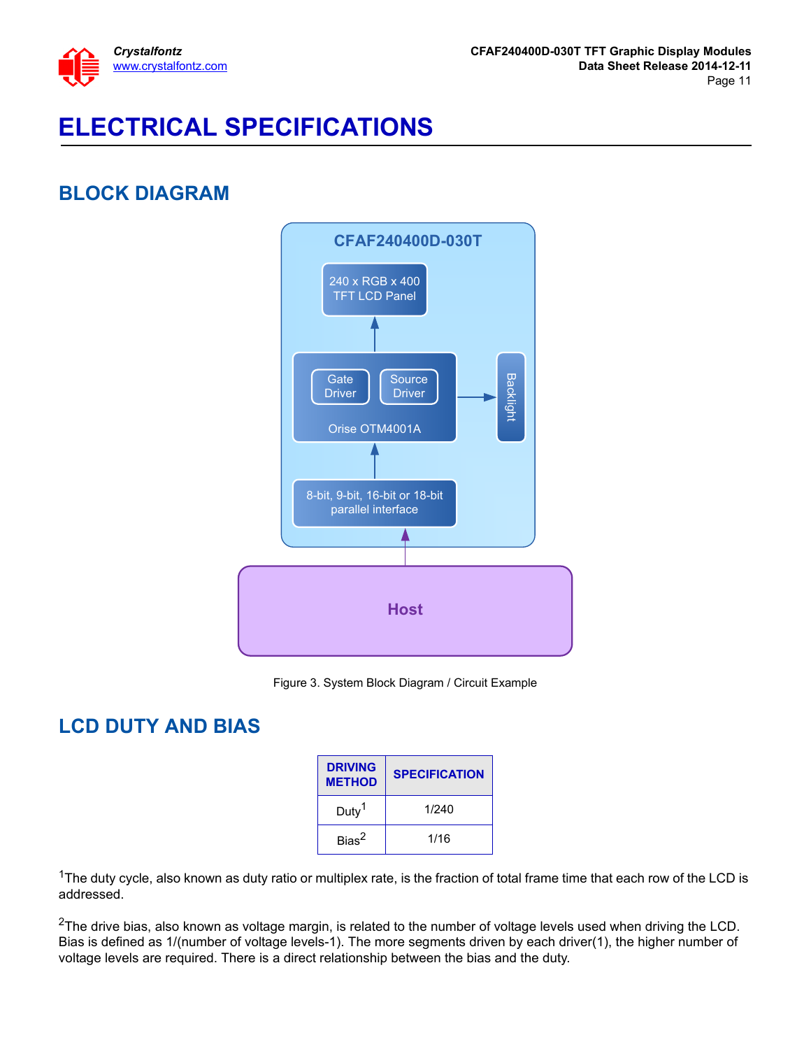# ELECTRICAL SPECIFICATIONS

## BLOCK DIAGRAM

Figure 3. System Block Diagram / Circuit Example

## LCD DUTY AND BIAS

| DRIVING METHOD | SPECIFICATION |
|---|---|
| Duty[1] | 1/240 |
| Bias[2] | 1/16 |

[1]The duty cycle, also known as duty ratio or multiplex rate, is the fraction of total frame time that each row of the LCD is addressed.

[2]The drive bias, also known as voltage margin, is related to the number of voltage levels used when driving the LCD. Bias is defined as 1/(number of voltage levels-1). The more segments driven by each driver(1), the higher number of voltage levels are required. There is a direct relationship between the bias and the duty.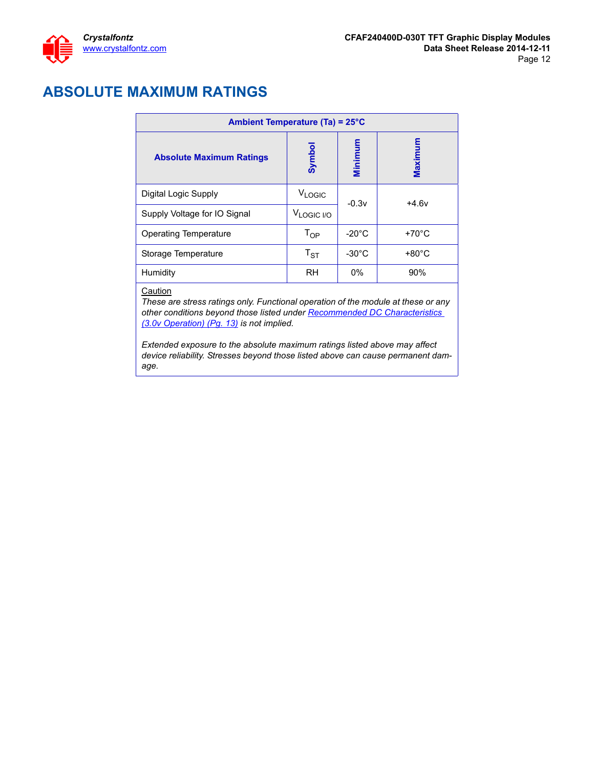# ABSOLUTE MAXIMUM RATINGS

| Ambient Temperature (Ta) = 25°C | | | |
|---|---|---|---|
| **Absolute Maximum Ratings** | **Symbol** | **Minimum** | **Maximum** |
| Digital Logic Supply | $V_{LOGIC}$ | -0.3v | +4.6v |
| Supply Voltage for IO Signal | $V_{LOGIC\ I/O}$ | -0.3v | +4.6v |
| Operating Temperature | $T_{OP}$ | -20°C | +70°C |
| Storage Temperature | $T_{ST}$ | -30°C | +80°C |
| Humidity | RH | 0% | 90% |

Caution

*These are stress ratings only. Functional operation of the module at these or any other conditions beyond those listed under Recommended DC Characteristics (3.0v Operation) (Pg. 13) is not implied.*

*Extended exposure to the absolute maximum ratings listed above may affect device reliability. Stresses beyond those listed above can cause permanent damage.*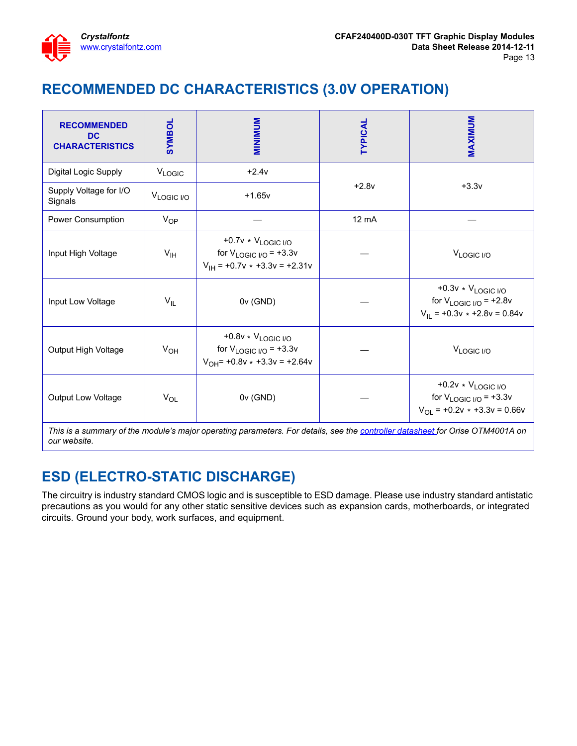## RECOMMENDED DC CHARACTERISTICS (3.0V OPERATION)

| RECOMMENDED DC CHARACTERISTICS | SYMBOL | MINIMUM | TYPICAL | MAXIMUM |
|---|---|---|---|---|
| Digital Logic Supply | $V_{LOGIC}$ | +2.4v | +2.8v | +3.3v |
| Supply Voltage for I/O Signals | $V_{LOGIC\ I/O}$ | +1.65v | | |
| Power Consumption | $V_{OP}$ | — | 12 mA | — |
| Input High Voltage | $V_{IH}$ | +0.7v * $V_{LOGIC\ I/O}$ for $V_{LOGIC\ I/O}$ = +3.3v $V_{IH}$ = +0.7v * +3.3v = +2.31v | — | $V_{LOGIC\ I/O}$ |
| Input Low Voltage | $V_{IL}$ | 0v (GND) | — | +0.3v * $V_{LOGIC\ I/O}$ for $V_{LOGIC\ I/O}$ = +2.8v $V_{IL}$ = +0.3v * +2.8v = 0.84v |
| Output High Voltage | $V_{OH}$ | +0.8v * $V_{LOGIC\ I/O}$ for $V_{LOGIC\ I/O}$ = +3.3v $V_{OH}$= +0.8v * +3.3v = +2.64v | — | $V_{LOGIC\ I/O}$ |
| Output Low Voltage | $V_{OL}$ | 0v (GND) | — | +0.2v * $V_{LOGIC\ I/O}$ for $V_{LOGIC\ I/O}$ = +3.3v $V_{OL}$ = +0.2v * +3.3v = 0.66v |

*This is a summary of the module's major operating parameters. For details, see the controller datasheet for Orise OTM4001A on our website.*

## ESD (ELECTRO-STATIC DISCHARGE)

The circuitry is industry standard CMOS logic and is susceptible to ESD damage. Please use industry standard antistatic precautions as you would for any other static sensitive devices such as expansion cards, motherboards, or integrated circuits. Ground your body, work surfaces, and equipment.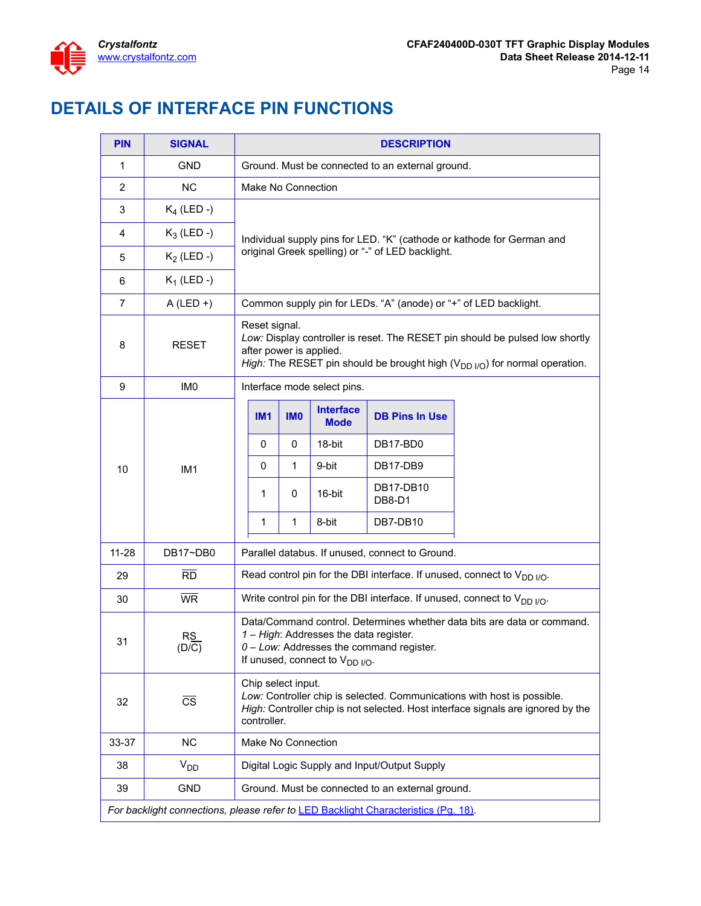# DETAILS OF INTERFACE PIN FUNCTIONS

| PIN | SIGNAL | DESCRIPTION |
|---|---|---|
| 1 | GND | Ground. Must be connected to an external ground. |
| 2 | NC | Make No Connection |
| 3 | $K_4$ (LED -) | Individual supply pins for LED. "K" (cathode or kathode for German and original Greek spelling) or "-" of LED backlight. |
| 4 | $K_3$ (LED -) | |
| 5 | $K_2$ (LED -) | |
| 6 | $K_1$ (LED -) | |
| 7 | A (LED +) | Common supply pin for LEDs. "A" (anode) or "+" of LED backlight. |
| 8 | RESET | Reset signal.<br>*Low:* Display controller is reset. The RESET pin should be pulsed low shortly after power is applied.<br>*High:* The RESET pin should be brought high ($V_{DD\ I/O}$) for normal operation. |
| 9 | IM0 | Interface mode select pins.<br>IM1 = 0, IM0 = 0: 18-bit, DB Pins In Use: DB17-BD0<br>IM1 = 0, IM0 = 1: 9-bit, DB Pins In Use: DB17-DB9<br>IM1 = 1, IM0 = 0: 16-bit, DB Pins In Use: DB17-DB10, DB8-D1<br>IM1 = 1, IM0 = 1: 8-bit, DB Pins In Use: DB7-DB10 |
| 10 | IM1 | |
| 11-28 | DB17~DB0 | Parallel databus. If unused, connect to Ground. |
| 29 | $\overline{RD}$ | Read control pin for the DBI interface. If unused, connect to $V_{DD\ I/O}$. |
| 30 | $\overline{WR}$ | Write control pin for the DBI interface. If unused, connect to $V_{DD\ I/O}$. |
| 31 | RS (D/$\overline{C}$) | Data/Command control. Determines whether data bits are data or command.<br>*1 – High*: Addresses the data register.<br>*0 – Low:* Addresses the command register.<br>If unused, connect to $V_{DD\ I/O}$. |
| 32 | $\overline{CS}$ | Chip select input.<br>*Low:* Controller chip is selected. Communications with host is possible.<br>*High:* Controller chip is not selected. Host interface signals are ignored by the controller. |
| 33-37 | NC | Make No Connection |
| 38 | $V_{DD}$ | Digital Logic Supply and Input/Output Supply |
| 39 | GND | Ground. Must be connected to an external ground. |

Interface mode select table (pins 9–10):

| IM1 | IM0 | Interface Mode | DB Pins In Use |
|---|---|---|---|
| 0 | 0 | 18-bit | DB17-BD0 |
| 0 | 1 | 9-bit | DB17-DB9 |
| 1 | 0 | 16-bit | DB17-DB10<br>DB8-D1 |
| 1 | 1 | 8-bit | DB7-DB10 |

*For backlight connections, please refer to* LED Backlight Characteristics (Pg. 18).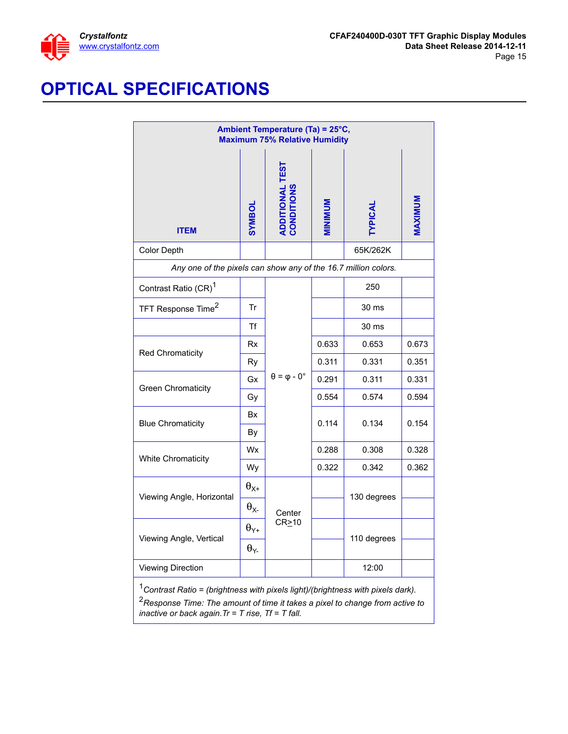# OPTICAL SPECIFICATIONS

| Ambient Temperature (Ta) = 25°C, Maximum 75% Relative Humidity | | | | | |
|---|---|---|---|---|---|
| ITEM | SYMBOL | ADDITIONAL TEST CONDITIONS | MINIMUM | TYPICAL | MAXIMUM |
| Color Depth | | | | 65K/262K | |
| *Any one of the pixels can show any of the 16.7 million colors.* | | | | | |
| Contrast Ratio (CR)[1] | | θ = φ - 0° | | 250 | |
| TFT Response Time[2] | Tr | | | 30 ms | |
| | Tf | | | 30 ms | |
| Red Chromaticity | Rx | | 0.633 | 0.653 | 0.673 |
| | Ry | | 0.311 | 0.331 | 0.351 |
| Green Chromaticity | Gx | | 0.291 | 0.311 | 0.331 |
| | Gy | | 0.554 | 0.574 | 0.594 |
| Blue Chromaticity | Bx | | 0.114 | 0.134 | 0.154 |
| | By | | | | |
| White Chromaticity | Wx | | 0.288 | 0.308 | 0.328 |
| | Wy | | 0.322 | 0.342 | 0.362 |
| Viewing Angle, Horizontal | $\theta_{X+}$ | Center CR≥10 | | 130 degrees | |
| | $\theta_{X-}$ | | | | |
| Viewing Angle, Vertical | $\theta_{Y+}$ | | | 110 degrees | |
| | $\theta_{Y-}$ | | | | |
| Viewing Direction | | | | 12:00 | |

[1]*Contrast Ratio = (brightness with pixels light)/(brightness with pixels dark).*

[2]*Response Time: The amount of time it takes a pixel to change from active to inactive or back again.Tr = T rise, Tf = T fall.*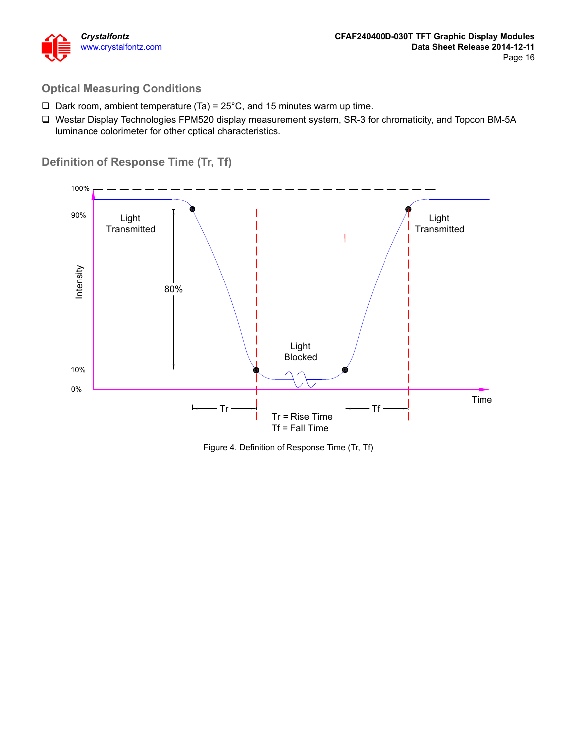## Optical Measuring Conditions

- Dark room, ambient temperature (Ta) = 25°C, and 15 minutes warm up time.
- Westar Display Technologies FPM520 display measurement system, SR-3 for chromaticity, and Topcon BM-5A luminance colorimeter for other optical characteristics.

## Definition of Response Time (Tr, Tf)

Figure 4. Definition of Response Time (Tr, Tf)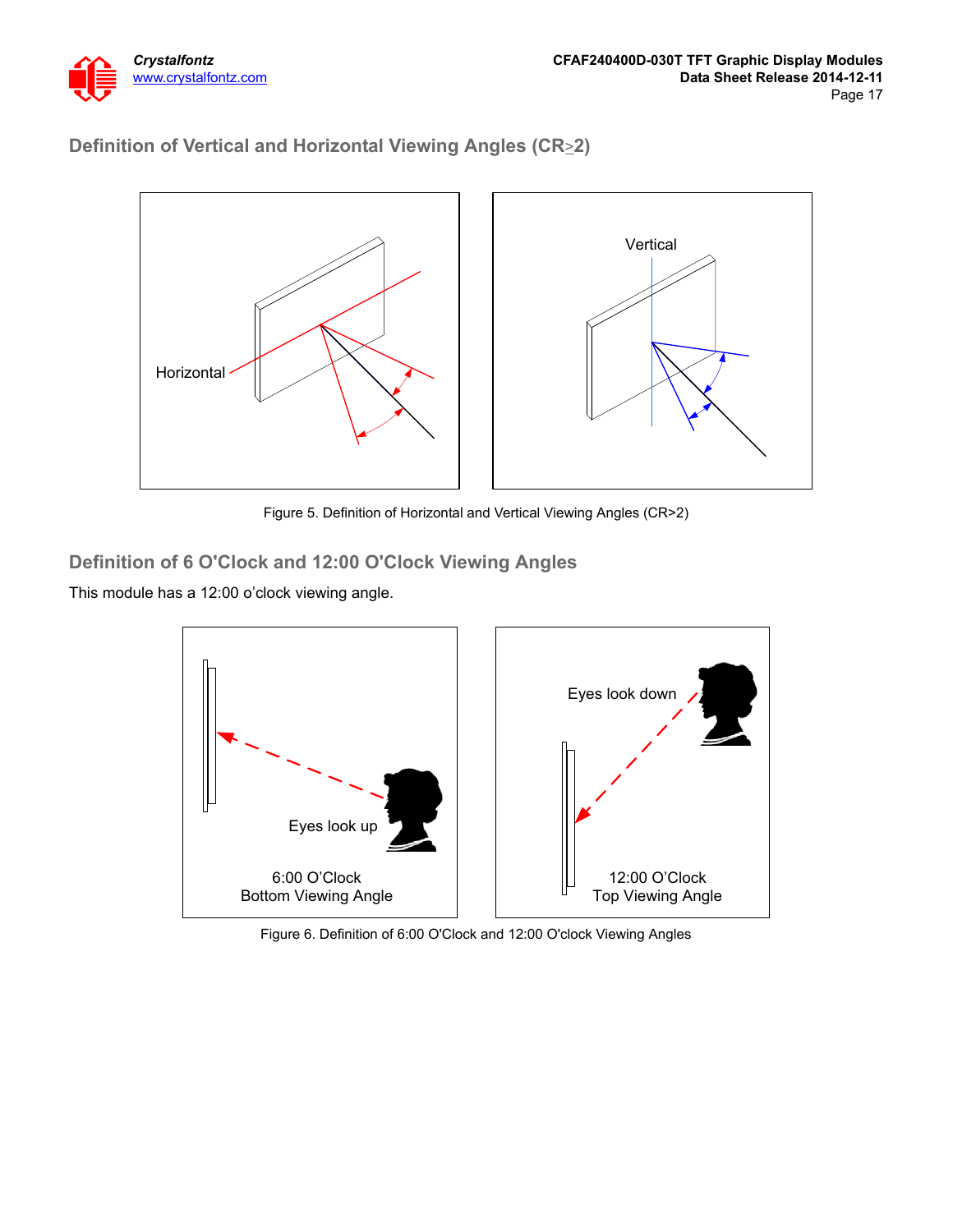## Definition of Vertical and Horizontal Viewing Angles (CR≥2)

Figure 5. Definition of Horizontal and Vertical Viewing Angles (CR>2)

## Definition of 6 O'Clock and 12:00 O'Clock Viewing Angles

This module has a 12:00 o'clock viewing angle.

Figure 6. Definition of 6:00 O'Clock and 12:00 O'clock Viewing Angles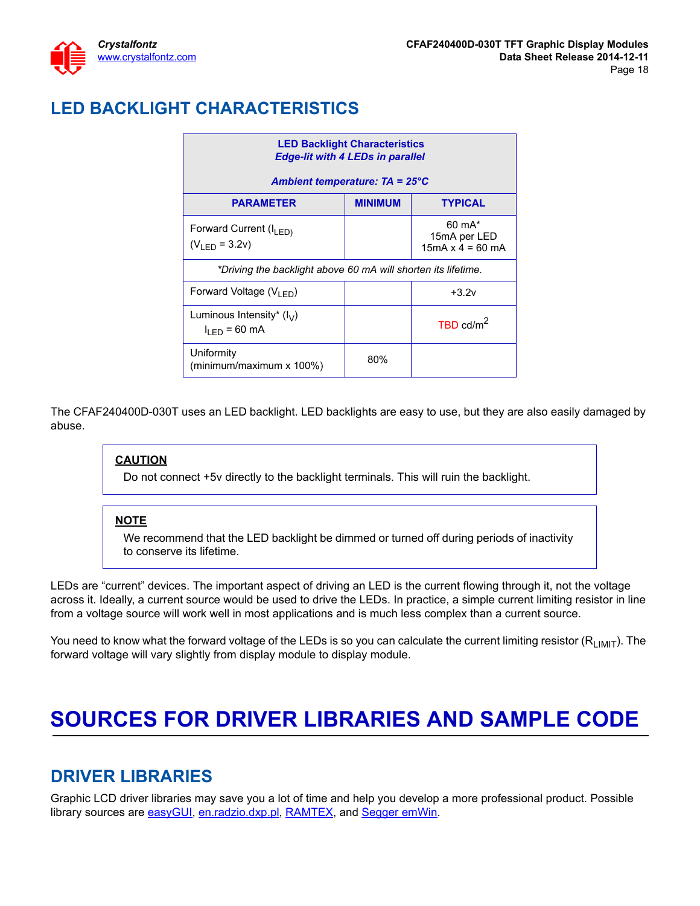## LED BACKLIGHT CHARACTERISTICS

| LED Backlight Characteristics *Edge-lit with 4 LEDs in parallel* *Ambient temperature: TA = 25°C* | | |
|---|---|---|
| **PARAMETER** | **MINIMUM** | **TYPICAL** |
| Forward Current ($I_{LED}$) ($V_{LED}$ = 3.2v) | | 60 mA* 15mA per LED 15mA x 4 = 60 mA |
| *\*Driving the backlight above 60 mA will shorten its lifetime.* | | |
| Forward Voltage ($V_{LED}$) | | +3.2v |
| Luminous Intensity* ($I_V$) $I_{LED}$ = 60 mA | | TBD cd/$m^2$ |
| Uniformity (minimum/maximum x 100%) | 80% | |

The CFAF240400D-030T uses an LED backlight. LED backlights are easy to use, but they are also easily damaged by abuse.

> **CAUTION**
> Do not connect +5v directly to the backlight terminals. This will ruin the backlight.

> **NOTE**
> We recommend that the LED backlight be dimmed or turned off during periods of inactivity to conserve its lifetime.

LEDs are "current" devices. The important aspect of driving an LED is the current flowing through it, not the voltage across it. Ideally, a current source would be used to drive the LEDs. In practice, a simple current limiting resistor in line from a voltage source will work well in most applications and is much less complex than a current source.

You need to know what the forward voltage of the LEDs is so you can calculate the current limiting resistor ($R_{LIMIT}$). The forward voltage will vary slightly from display module to display module.

# SOURCES FOR DRIVER LIBRARIES AND SAMPLE CODE

## DRIVER LIBRARIES

Graphic LCD driver libraries may save you a lot of time and help you develop a more professional product. Possible library sources are easyGUI, en.radzio.dxp.pl, RAMTEX, and Segger emWin.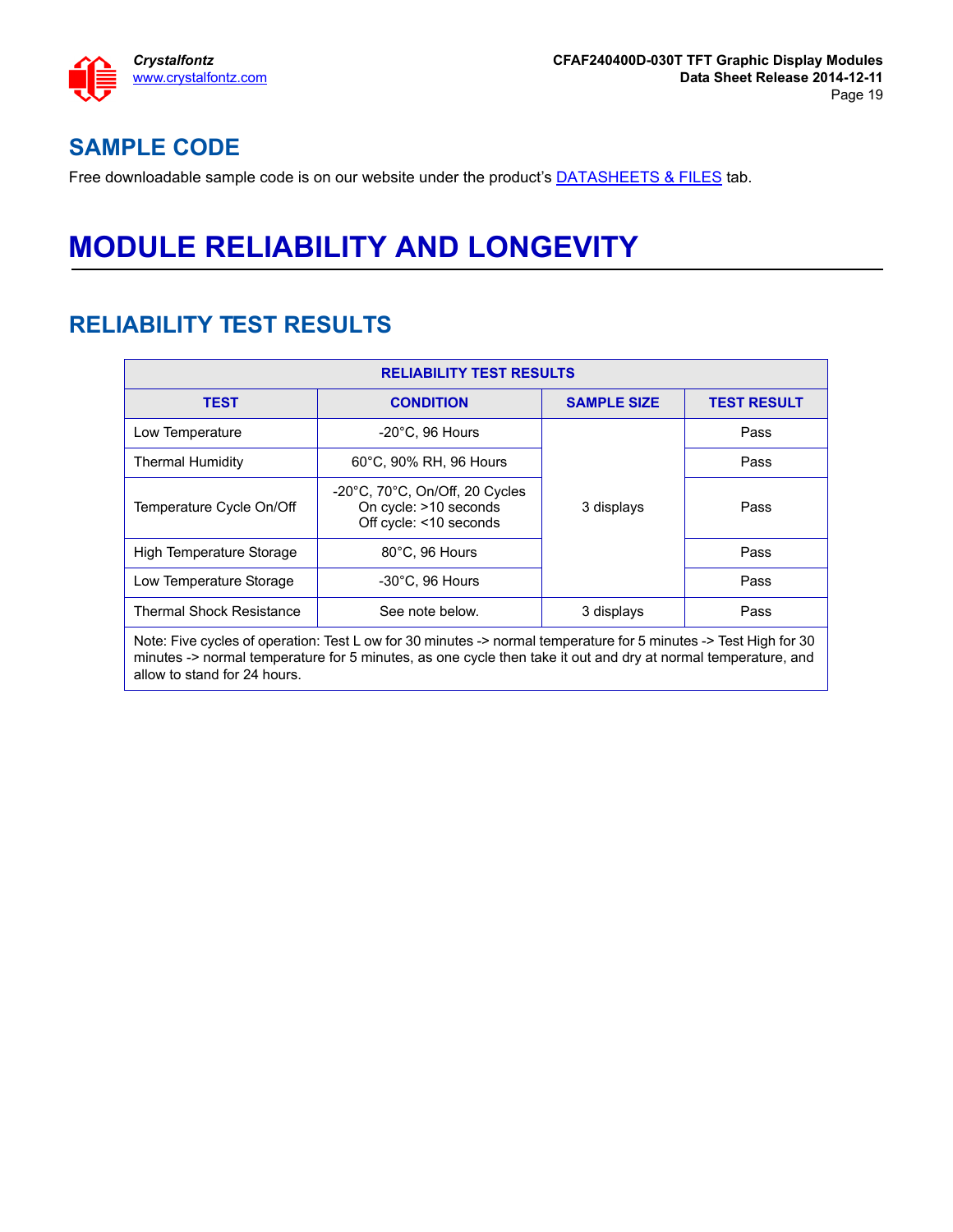## SAMPLE CODE

Free downloadable sample code is on our website under the product's DATASHEETS & FILES tab.

# MODULE RELIABILITY AND LONGEVITY

## RELIABILITY TEST RESULTS

| RELIABILITY TEST RESULTS | | | |
|---|---|---|---|
| **TEST** | **CONDITION** | **SAMPLE SIZE** | **TEST RESULT** |
| Low Temperature | -20°C, 96 Hours | 3 displays | Pass |
| Thermal Humidity | 60°C, 90% RH, 96 Hours | | Pass |
| Temperature Cycle On/Off | -20°C, 70°C, On/Off, 20 Cycles<br>On cycle: >10 seconds<br>Off cycle: <10 seconds | | Pass |
| High Temperature Storage | 80°C, 96 Hours | | Pass |
| Low Temperature Storage | -30°C, 96 Hours | | Pass |
| Thermal Shock Resistance | See note below. | 3 displays | Pass |
| Note: Five cycles of operation: Test L ow for 30 minutes -> normal temperature for 5 minutes -> Test High for 30 minutes -> normal temperature for 5 minutes, as one cycle then take it out and dry at normal temperature, and allow to stand for 24 hours. | | | |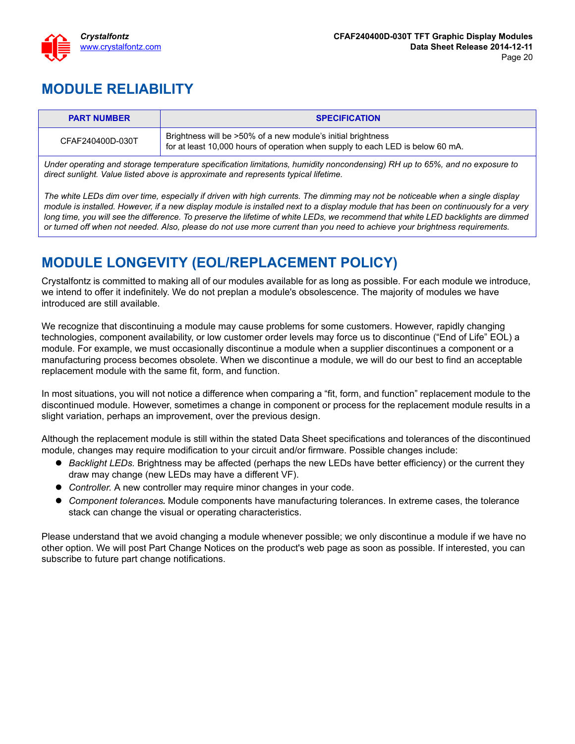## MODULE RELIABILITY

| PART NUMBER | SPECIFICATION |
|---|---|
| CFAF240400D-030T | Brightness will be >50% of a new module's initial brightness<br>for at least 10,000 hours of operation when supply to each LED is below 60 mA. |

*Under operating and storage temperature specification limitations, humidity noncondensing) RH up to 65%, and no exposure to direct sunlight. Value listed above is approximate and represents typical lifetime.*

*The white LEDs dim over time, especially if driven with high currents. The dimming may not be noticeable when a single display module is installed. However, if a new display module is installed next to a display module that has been on continuously for a very long time, you will see the difference. To preserve the lifetime of white LEDs, we recommend that white LED backlights are dimmed or turned off when not needed. Also, please do not use more current than you need to achieve your brightness requirements.*

## MODULE LONGEVITY (EOL/REPLACEMENT POLICY)

Crystalfontz is committed to making all of our modules available for as long as possible. For each module we introduce, we intend to offer it indefinitely. We do not preplan a module's obsolescence. The majority of modules we have introduced are still available.

We recognize that discontinuing a module may cause problems for some customers. However, rapidly changing technologies, component availability, or low customer order levels may force us to discontinue ("End of Life" EOL) a module. For example, we must occasionally discontinue a module when a supplier discontinues a component or a manufacturing process becomes obsolete. When we discontinue a module, we will do our best to find an acceptable replacement module with the same fit, form, and function.

In most situations, you will not notice a difference when comparing a "fit, form, and function" replacement module to the discontinued module. However, sometimes a change in component or process for the replacement module results in a slight variation, perhaps an improvement, over the previous design.

Although the replacement module is still within the stated Data Sheet specifications and tolerances of the discontinued module, changes may require modification to your circuit and/or firmware. Possible changes include:

- *Backlight LEDs.* Brightness may be affected (perhaps the new LEDs have better efficiency) or the current they draw may change (new LEDs may have a different VF).
- *Controller.* A new controller may require minor changes in your code.
- *Component tolerances.* Module components have manufacturing tolerances. In extreme cases, the tolerance stack can change the visual or operating characteristics.

Please understand that we avoid changing a module whenever possible; we only discontinue a module if we have no other option. We will post Part Change Notices on the product's web page as soon as possible. If interested, you can subscribe to future part change notifications.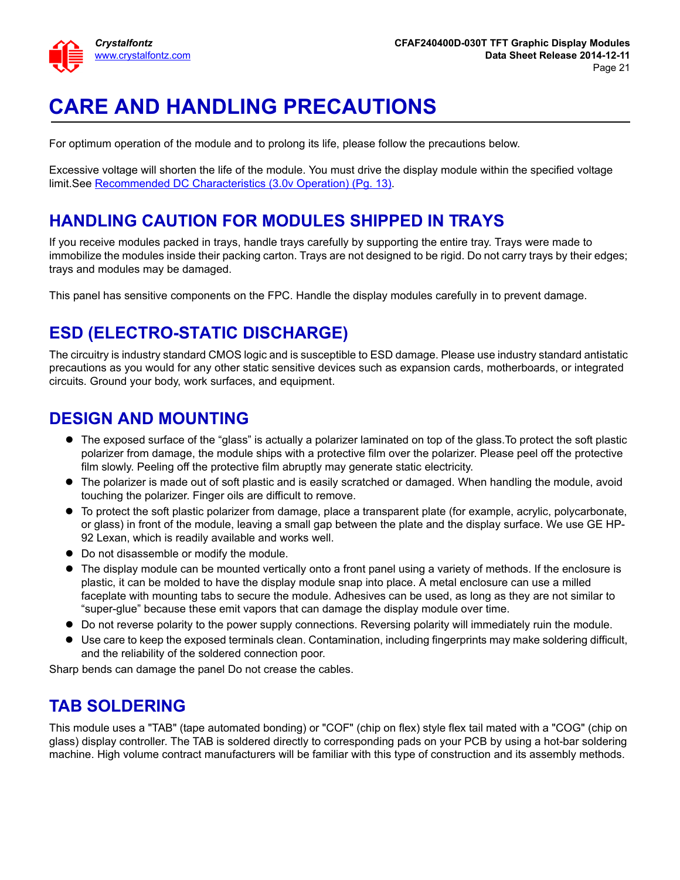# CARE AND HANDLING PRECAUTIONS

For optimum operation of the module and to prolong its life, please follow the precautions below.

Excessive voltage will shorten the life of the module. You must drive the display module within the specified voltage limit.See Recommended DC Characteristics (3.0v Operation) (Pg. 13).

## HANDLING CAUTION FOR MODULES SHIPPED IN TRAYS

If you receive modules packed in trays, handle trays carefully by supporting the entire tray. Trays were made to immobilize the modules inside their packing carton. Trays are not designed to be rigid. Do not carry trays by their edges; trays and modules may be damaged.

This panel has sensitive components on the FPC. Handle the display modules carefully in to prevent damage.

## ESD (ELECTRO-STATIC DISCHARGE)

The circuitry is industry standard CMOS logic and is susceptible to ESD damage. Please use industry standard antistatic precautions as you would for any other static sensitive devices such as expansion cards, motherboards, or integrated circuits. Ground your body, work surfaces, and equipment.

## DESIGN AND MOUNTING

- The exposed surface of the "glass" is actually a polarizer laminated on top of the glass.To protect the soft plastic polarizer from damage, the module ships with a protective film over the polarizer. Please peel off the protective film slowly. Peeling off the protective film abruptly may generate static electricity.
- The polarizer is made out of soft plastic and is easily scratched or damaged. When handling the module, avoid touching the polarizer. Finger oils are difficult to remove.
- To protect the soft plastic polarizer from damage, place a transparent plate (for example, acrylic, polycarbonate, or glass) in front of the module, leaving a small gap between the plate and the display surface. We use GE HP-92 Lexan, which is readily available and works well.
- Do not disassemble or modify the module.
- The display module can be mounted vertically onto a front panel using a variety of methods. If the enclosure is plastic, it can be molded to have the display module snap into place. A metal enclosure can use a milled faceplate with mounting tabs to secure the module. Adhesives can be used, as long as they are not similar to "super-glue" because these emit vapors that can damage the display module over time.
- Do not reverse polarity to the power supply connections. Reversing polarity will immediately ruin the module.
- Use care to keep the exposed terminals clean. Contamination, including fingerprints may make soldering difficult, and the reliability of the soldered connection poor.

Sharp bends can damage the panel Do not crease the cables.

## TAB SOLDERING

This module uses a "TAB" (tape automated bonding) or "COF" (chip on flex) style flex tail mated with a "COG" (chip on glass) display controller. The TAB is soldered directly to corresponding pads on your PCB by using a hot-bar soldering machine. High volume contract manufacturers will be familiar with this type of construction and its assembly methods.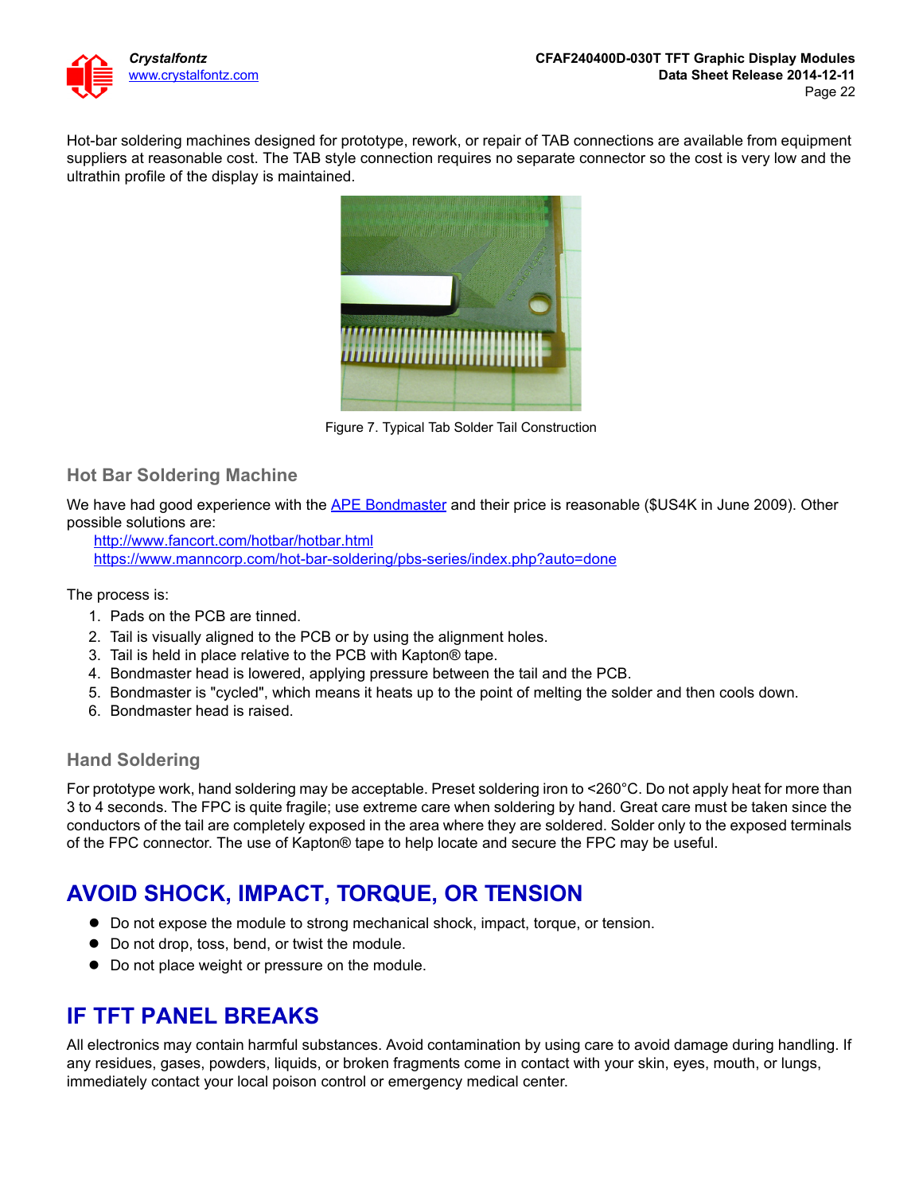Hot-bar soldering machines designed for prototype, rework, or repair of TAB connections are available from equipment suppliers at reasonable cost. The TAB style connection requires no separate connector so the cost is very low and the ultrathin profile of the display is maintained.

Figure 7. Typical Tab Solder Tail Construction

### Hot Bar Soldering Machine

We have had good experience with the APE Bondmaster and their price is reasonable ($US4K in June 2009). Other possible solutions are:

http://www.fancort.com/hotbar/hotbar.html
https://www.manncorp.com/hot-bar-soldering/pbs-series/index.php?auto=done

The process is:

1. Pads on the PCB are tinned.
2. Tail is visually aligned to the PCB or by using the alignment holes.
3. Tail is held in place relative to the PCB with Kapton® tape.
4. Bondmaster head is lowered, applying pressure between the tail and the PCB.
5. Bondmaster is "cycled", which means it heats up to the point of melting the solder and then cools down.
6. Bondmaster head is raised.

### Hand Soldering

For prototype work, hand soldering may be acceptable. Preset soldering iron to <260°C. Do not apply heat for more than 3 to 4 seconds. The FPC is quite fragile; use extreme care when soldering by hand. Great care must be taken since the conductors of the tail are completely exposed in the area where they are soldered. Solder only to the exposed terminals of the FPC connector. The use of Kapton® tape to help locate and secure the FPC may be useful.

## AVOID SHOCK, IMPACT, TORQUE, OR TENSION

- Do not expose the module to strong mechanical shock, impact, torque, or tension.
- Do not drop, toss, bend, or twist the module.
- Do not place weight or pressure on the module.

## IF TFT PANEL BREAKS

All electronics may contain harmful substances. Avoid contamination by using care to avoid damage during handling. If any residues, gases, powders, liquids, or broken fragments come in contact with your skin, eyes, mouth, or lungs, immediately contact your local poison control or emergency medical center.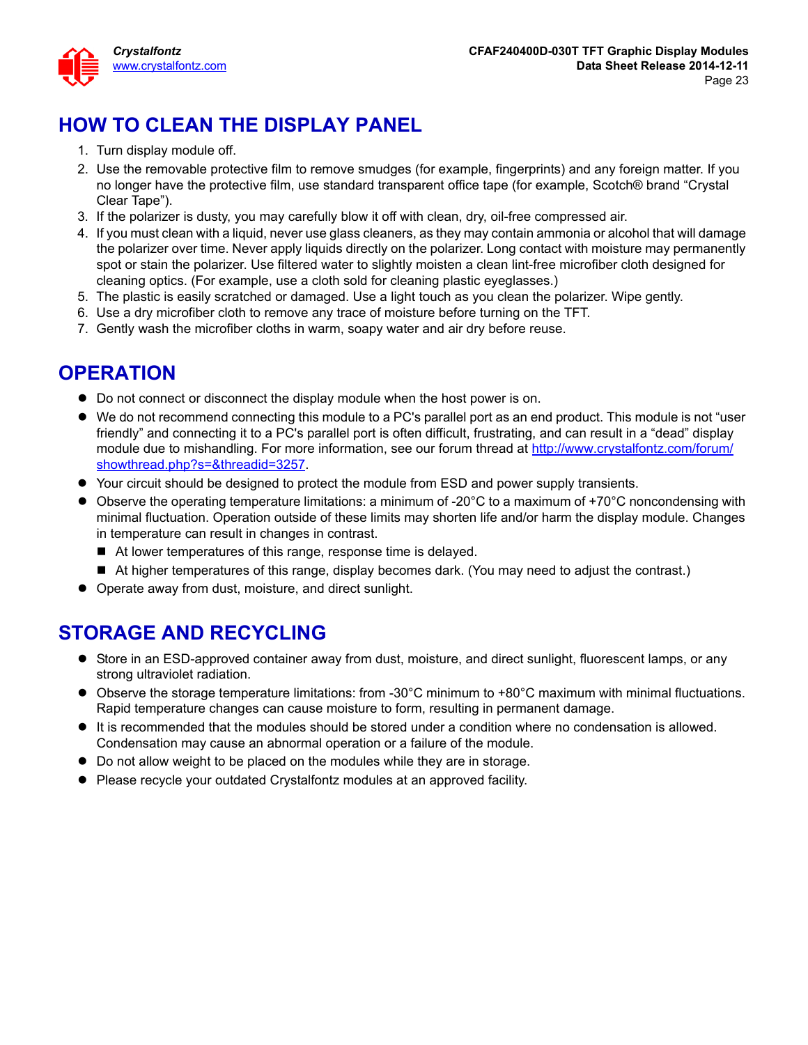## HOW TO CLEAN THE DISPLAY PANEL

1. Turn display module off.
2. Use the removable protective film to remove smudges (for example, fingerprints) and any foreign matter. If you no longer have the protective film, use standard transparent office tape (for example, Scotch® brand “Crystal Clear Tape”).
3. If the polarizer is dusty, you may carefully blow it off with clean, dry, oil-free compressed air.
4. If you must clean with a liquid, never use glass cleaners, as they may contain ammonia or alcohol that will damage the polarizer over time. Never apply liquids directly on the polarizer. Long contact with moisture may permanently spot or stain the polarizer. Use filtered water to slightly moisten a clean lint-free microfiber cloth designed for cleaning optics. (For example, use a cloth sold for cleaning plastic eyeglasses.)
5. The plastic is easily scratched or damaged. Use a light touch as you clean the polarizer. Wipe gently.
6. Use a dry microfiber cloth to remove any trace of moisture before turning on the TFT.
7. Gently wash the microfiber cloths in warm, soapy water and air dry before reuse.

## OPERATION

- Do not connect or disconnect the display module when the host power is on.
- We do not recommend connecting this module to a PC's parallel port as an end product. This module is not “user friendly” and connecting it to a PC's parallel port is often difficult, frustrating, and can result in a “dead” display module due to mishandling. For more information, see our forum thread at http://www.crystalfontz.com/forum/showthread.php?s=&threadid=3257.
- Your circuit should be designed to protect the module from ESD and power supply transients.
- Observe the operating temperature limitations: a minimum of -20°C to a maximum of +70°C noncondensing with minimal fluctuation. Operation outside of these limits may shorten life and/or harm the display module. Changes in temperature can result in changes in contrast.
  - At lower temperatures of this range, response time is delayed.
  - At higher temperatures of this range, display becomes dark. (You may need to adjust the contrast.)
- Operate away from dust, moisture, and direct sunlight.

## STORAGE AND RECYCLING

- Store in an ESD-approved container away from dust, moisture, and direct sunlight, fluorescent lamps, or any strong ultraviolet radiation.
- Observe the storage temperature limitations: from -30°C minimum to +80°C maximum with minimal fluctuations. Rapid temperature changes can cause moisture to form, resulting in permanent damage.
- It is recommended that the modules should be stored under a condition where no condensation is allowed. Condensation may cause an abnormal operation or a failure of the module.
- Do not allow weight to be placed on the modules while they are in storage.
- Please recycle your outdated Crystalfontz modules at an approved facility.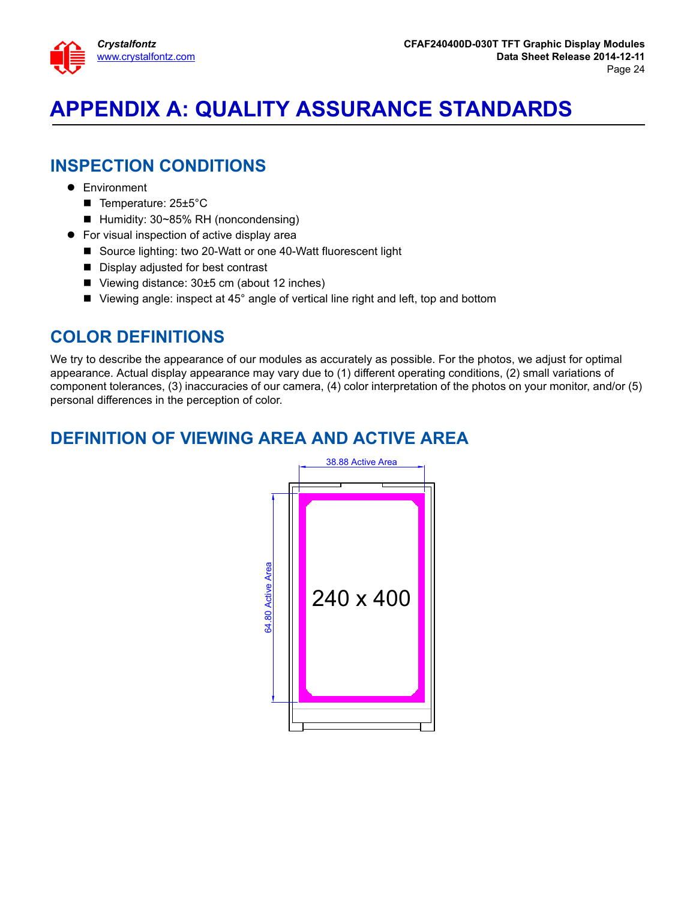# APPENDIX A: QUALITY ASSURANCE STANDARDS

## INSPECTION CONDITIONS

- Environment
  - Temperature: 25±5°C
  - Humidity: 30~85% RH (noncondensing)
- For visual inspection of active display area
  - Source lighting: two 20-Watt or one 40-Watt fluorescent light
  - Display adjusted for best contrast
  - Viewing distance: 30±5 cm (about 12 inches)
  - Viewing angle: inspect at 45° angle of vertical line right and left, top and bottom

## COLOR DEFINITIONS

We try to describe the appearance of our modules as accurately as possible. For the photos, we adjust for optimal appearance. Actual display appearance may vary due to (1) different operating conditions, (2) small variations of component tolerances, (3) inaccuracies of our camera, (4) color interpretation of the photos on your monitor, and/or (5) personal differences in the perception of color.

## DEFINITION OF VIEWING AREA AND ACTIVE AREA

38.88 Active Area

64.80 Active Area

240 x 400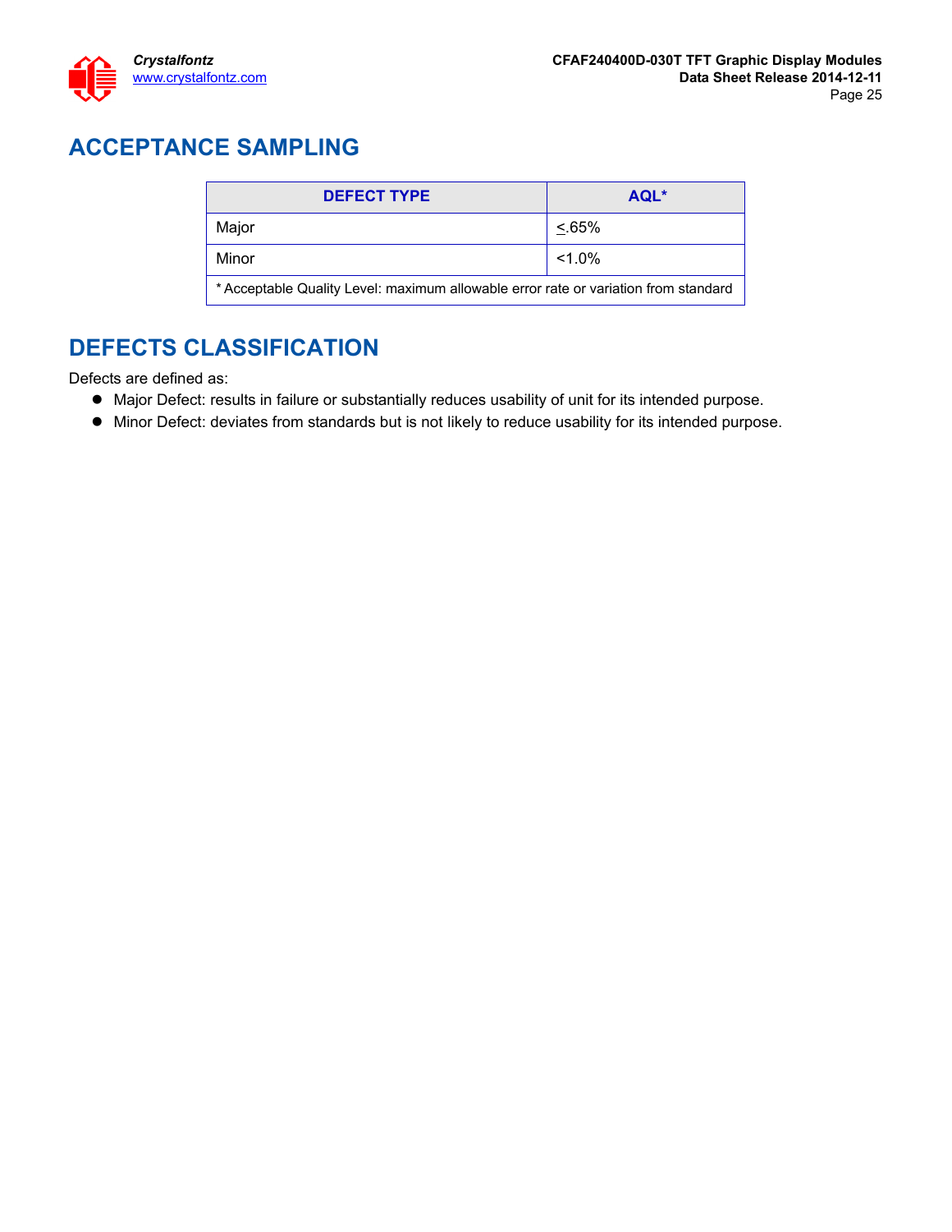## ACCEPTANCE SAMPLING

| DEFECT TYPE | AQL* |
|---|---|
| Major | ≤.65% |
| Minor | <1.0% |
| * Acceptable Quality Level: maximum allowable error rate or variation from standard | |

## DEFECTS CLASSIFICATION

Defects are defined as:

- Major Defect: results in failure or substantially reduces usability of unit for its intended purpose.
- Minor Defect: deviates from standards but is not likely to reduce usability for its intended purpose.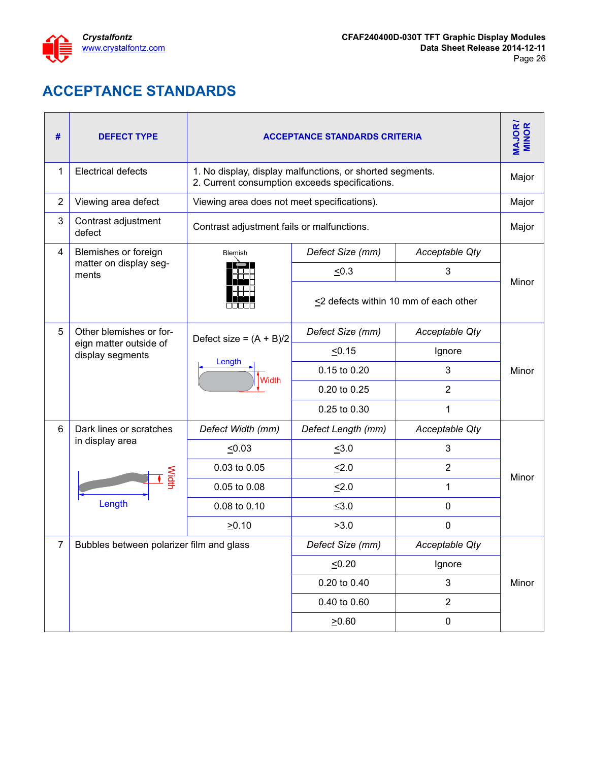# ACCEPTANCE STANDARDS

| # | DEFECT TYPE | ACCEPTANCE STANDARDS CRITERIA | | | MAJOR / MINOR |
|---|---|---|---|---|---|
| 1 | Electrical defects | 1. No display, display malfunctions, or shorted segments.<br>2. Current consumption exceeds specifications. | | | Major |
| 2 | Viewing area defect | Viewing area does not meet specifications). | | | Major |
| 3 | Contrast adjustment defect | Contrast adjustment fails or malfunctions. | | | Major |
| 4 | Blemishes or foreign matter on display segments | Blemish | *Defect Size (mm)* | *Acceptable Qty* | Minor |
| | | | ≤0.3 | 3 | |
| | | | ≤2 defects within 10 mm of each other | | |
| 5 | Other blemishes or foreign matter outside of display segments | Defect size = (A + B)/2<br>Length / Width | *Defect Size (mm)* | *Acceptable Qty* | Minor |
| | | | ≤0.15 | Ignore | |
| | | | 0.15 to 0.20 | 3 | |
| | | | 0.20 to 0.25 | 2 | |
| | | | 0.25 to 0.30 | 1 | |
| 6 | Dark lines or scratches in display area<br>Length / Width | *Defect Width (mm)* | *Defect Length (mm)* | *Acceptable Qty* | Minor |
| | | ≤0.03 | ≤3.0 | 3 | |
| | | 0.03 to 0.05 | ≤2.0 | 2 | |
| | | 0.05 to 0.08 | ≤2.0 | 1 | |
| | | 0.08 to 0.10 | ≤3.0 | 0 | |
| | | ≥0.10 | >3.0 | 0 | |
| 7 | Bubbles between polarizer film and glass | | *Defect Size (mm)* | *Acceptable Qty* | Minor |
| | | | ≤0.20 | Ignore | |
| | | | 0.20 to 0.40 | 3 | |
| | | | 0.40 to 0.60 | 2 | |
| | | | ≥0.60 | 0 | |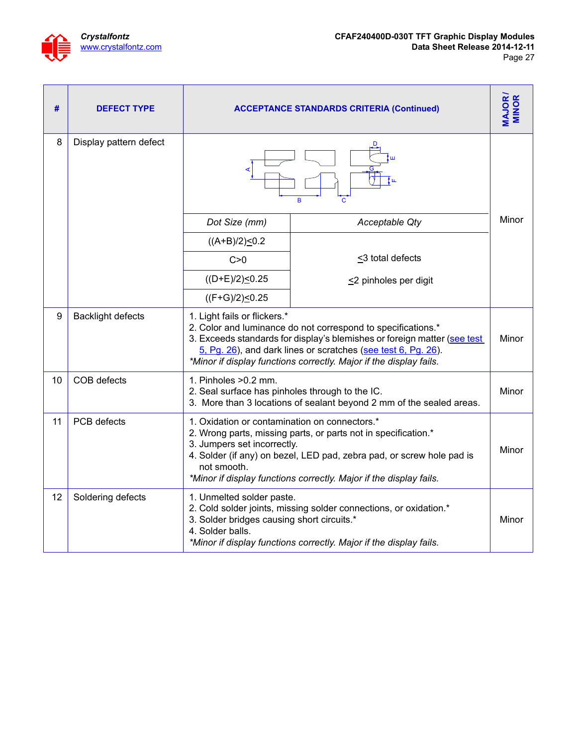| # | DEFECT TYPE | ACCEPTANCE STANDARDS CRITERIA (Continued) | MAJOR / MINOR |
|---|---|---|---|
| 8 | Display pattern defect | Dot Size (mm): $((A+B)/2) \leq 0.2$; $C>0$; $((D+E)/2) \leq 0.25$; $((F+G)/2) \leq 0.25$<br>Acceptable Qty: $\leq$3 total defects; $\leq$2 pinholes per digit | Minor |
| 9 | Backlight defects | 1. Light fails or flickers.*<br>2. Color and luminance do not correspond to specifications.*<br>3. Exceeds standards for display's blemishes or foreign matter (see test 5, Pg. 26), and dark lines or scratches (see test 6, Pg. 26).<br>*Minor if display functions correctly. Major if the display fails.* | Minor |
| 10 | COB defects | 1. Pinholes >0.2 mm.<br>2. Seal surface has pinholes through to the IC.<br>3. More than 3 locations of sealant beyond 2 mm of the sealed areas. | Minor |
| 11 | PCB defects | 1. Oxidation or contamination on connectors.*<br>2. Wrong parts, missing parts, or parts not in specification.*<br>3. Jumpers set incorrectly.<br>4. Solder (if any) on bezel, LED pad, zebra pad, or screw hole pad is not smooth.<br>*Minor if display functions correctly. Major if the display fails.* | Minor |
| 12 | Soldering defects | 1. Unmelted solder paste.<br>2. Cold solder joints, missing solder connections, or oxidation.*<br>3. Solder bridges causing short circuits.*<br>4. Solder balls.<br>*Minor if display functions correctly. Major if the display fails.* | Minor |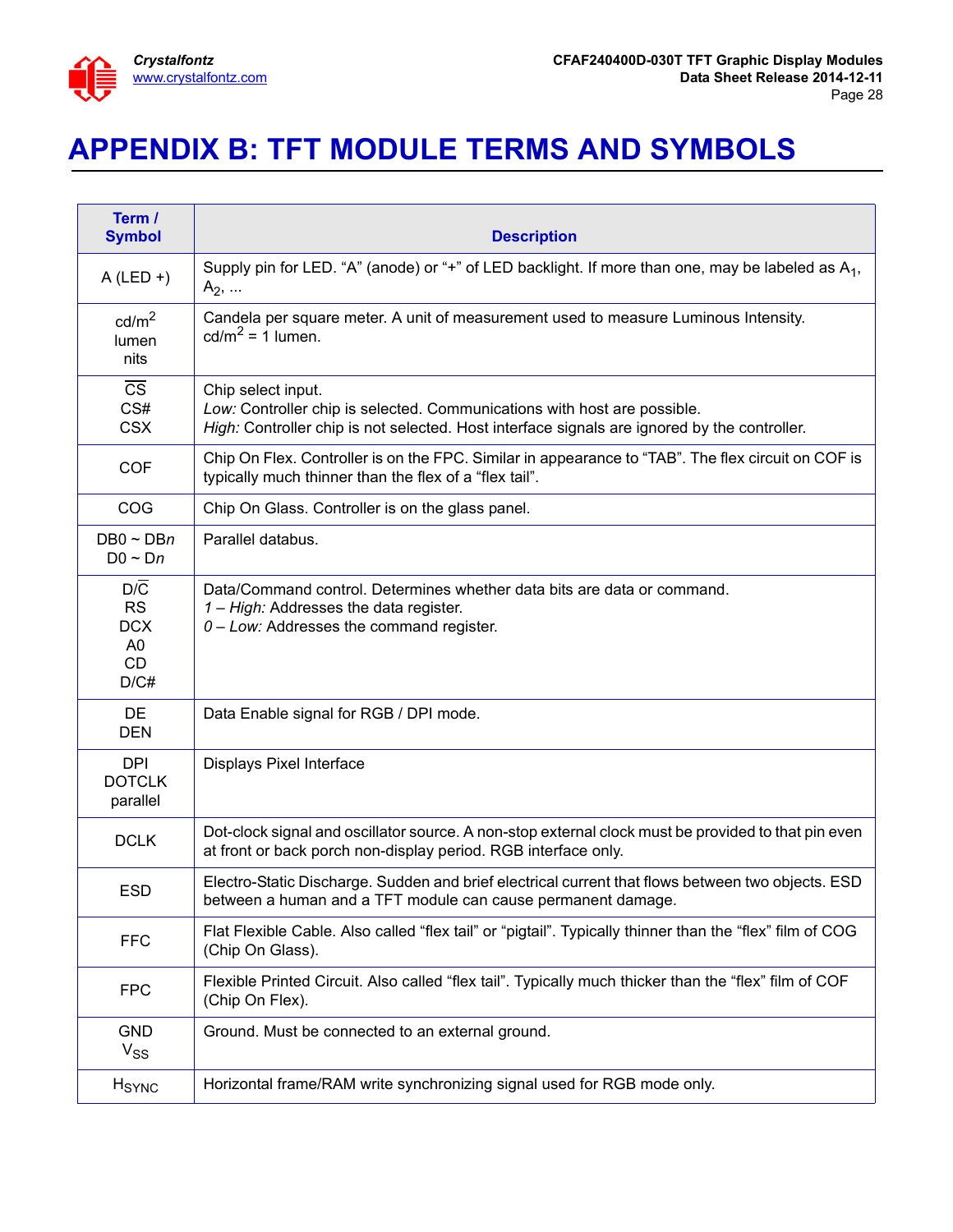# APPENDIX B: TFT MODULE TERMS AND SYMBOLS

| Term / Symbol | Description |
|---|---|
| A (LED +) | Supply pin for LED. "A" (anode) or "+" of LED backlight. If more than one, may be labeled as $A_1$, $A_2$, ... |
| $cd/m^2$<br>lumen<br>nits | Candela per square meter. A unit of measurement used to measure Luminous Intensity.<br>$cd/m^2$ = 1 lumen. |
| $\overline{CS}$<br>CS#<br>CSX | Chip select input.<br>*Low:* Controller chip is selected. Communications with host are possible.<br>*High:* Controller chip is not selected. Host interface signals are ignored by the controller. |
| COF | Chip On Flex. Controller is on the FPC. Similar in appearance to "TAB". The flex circuit on COF is typically much thinner than the flex of a "flex tail". |
| COG | Chip On Glass. Controller is on the glass panel. |
| DB0 ~ DB*n*<br>D0 ~ D*n* | Parallel databus. |
| D/$\overline{C}$<br>RS<br>DCX<br>A0<br>CD<br>D/C# | Data/Command control. Determines whether data bits are data or command.<br>*1 – High:* Addresses the data register.<br>*0 – Low:* Addresses the command register. |
| DE<br>DEN | Data Enable signal for RGB / DPI mode. |
| DPI<br>DOTCLK<br>parallel | Displays Pixel Interface |
| DCLK | Dot-clock signal and oscillator source. A non-stop external clock must be provided to that pin even at front or back porch non-display period. RGB interface only. |
| ESD | Electro-Static Discharge. Sudden and brief electrical current that flows between two objects. ESD between a human and a TFT module can cause permanent damage. |
| FFC | Flat Flexible Cable. Also called "flex tail" or "pigtail". Typically thinner than the "flex" film of COG (Chip On Glass). |
| FPC | Flexible Printed Circuit. Also called "flex tail". Typically much thicker than the "flex" film of COF (Chip On Flex). |
| GND<br>$V_{SS}$ | Ground. Must be connected to an external ground. |
| $H_{SYNC}$ | Horizontal frame/RAM write synchronizing signal used for RGB mode only. |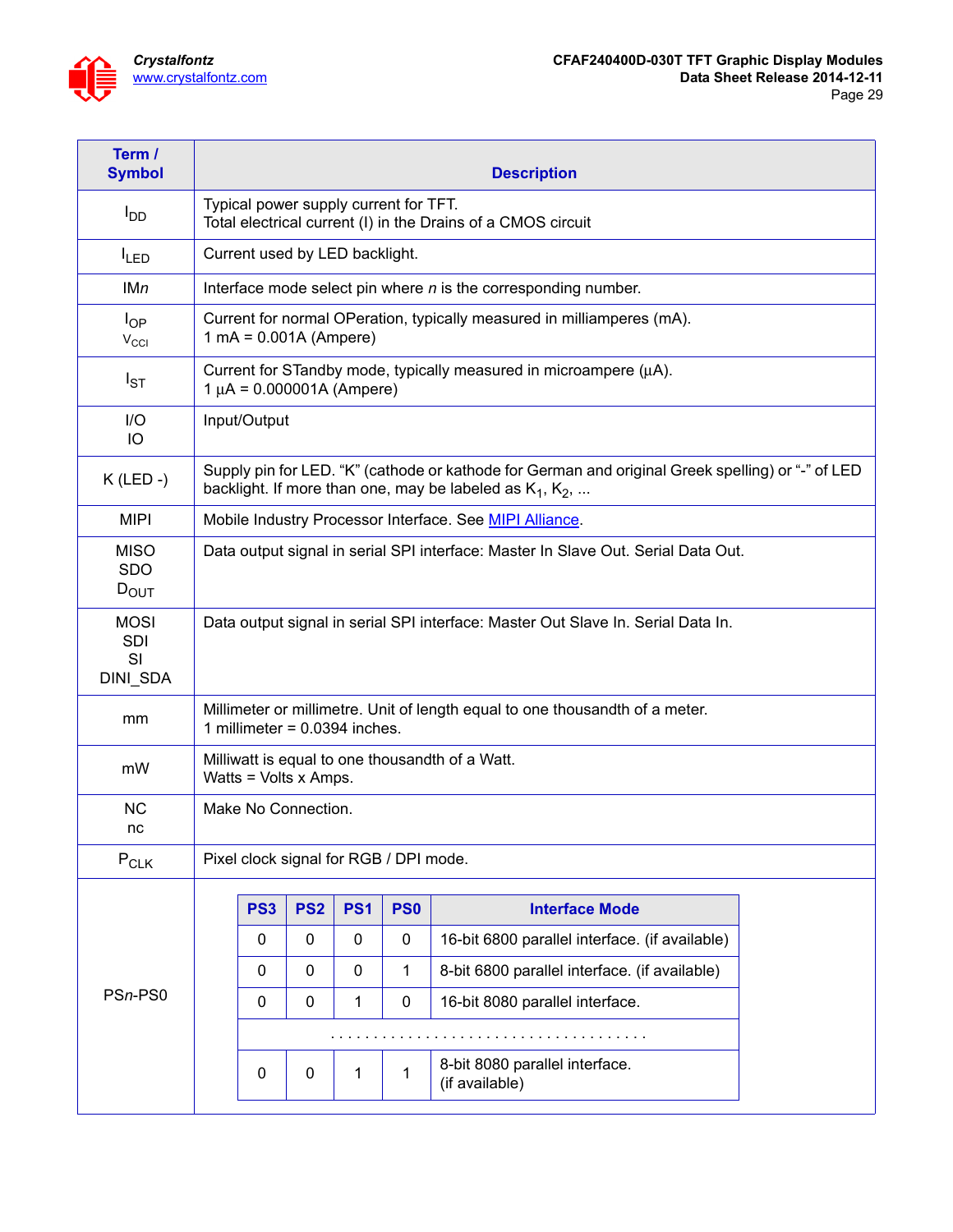| Term / Symbol | Description |
|---|---|
| $I_{DD}$ | Typical power supply current for TFT.<br>Total electrical current (I) in the Drains of a CMOS circuit |
| $I_{LED}$ | Current used by LED backlight. |
| IM*n* | Interface mode select pin where *n* is the corresponding number. |
| $I_{OP}$<br>$V_{CCI}$ | Current for normal OPeration, typically measured in milliamperes (mA).<br>1 mA = 0.001A (Ampere) |
| $I_{ST}$ | Current for STandby mode, typically measured in microampere (µA).<br>1 µA = 0.000001A (Ampere) |
| I/O<br>IO | Input/Output |
| K (LED -) | Supply pin for LED. "K" (cathode or kathode for German and original Greek spelling) or "-" of LED backlight. If more than one, may be labeled as $K_1$, $K_2$, ... |
| MIPI | Mobile Industry Processor Interface. See MIPI Alliance. |
| MISO<br>SDO<br>$D_{OUT}$ | Data output signal in serial SPI interface: Master In Slave Out. Serial Data Out. |
| MOSI<br>SDI<br>SI<br>DINI_SDA | Data output signal in serial SPI interface: Master Out Slave In. Serial Data In. |
| mm | Millimeter or millimetre. Unit of length equal to one thousandth of a meter.<br>1 millimeter = 0.0394 inches. |
| mW | Milliwatt is equal to one thousandth of a Watt.<br>Watts = Volts x Amps. |
| NC<br>nc | Make No Connection. |
| $P_{CLK}$ | Pixel clock signal for RGB / DPI mode. |
| PS*n*-PS0 | See table below. |

| PS3 | PS2 | PS1 | PS0 | Interface Mode |
|---|---|---|---|---|
| 0 | 0 | 0 | 0 | 16-bit 6800 parallel interface. (if available) |
| 0 | 0 | 0 | 1 | 8-bit 6800 parallel interface. (if available) |
| 0 | 0 | 1 | 0 | 16-bit 8080 parallel interface. |
| . . . . . . | | | | . . . . . . . . . . . . . . . . . . . . . . . . . . . . . . . |
| 0 | 0 | 1 | 1 | 8-bit 8080 parallel interface.<br>(if available) |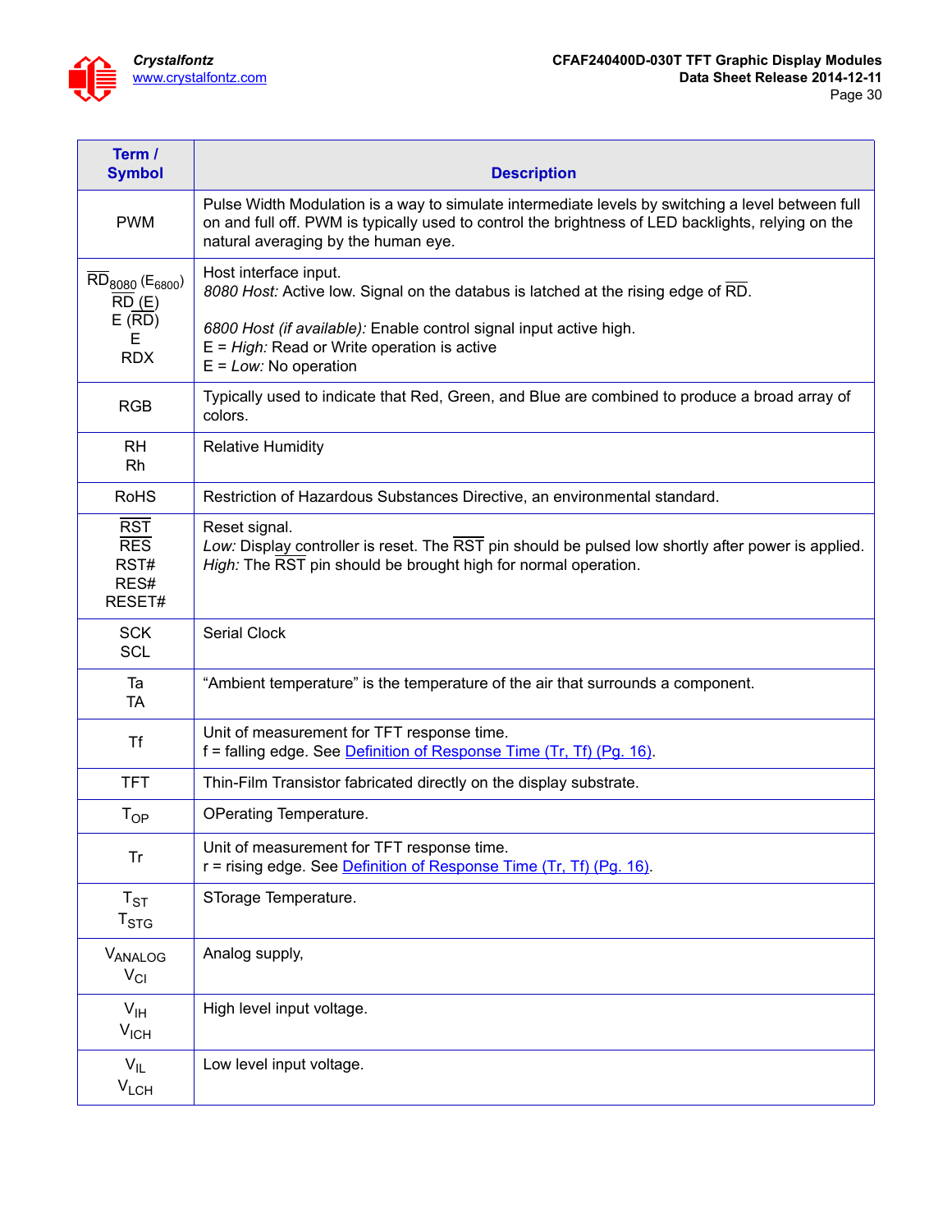| Term / Symbol | Description |
|---|---|
| PWM | Pulse Width Modulation is a way to simulate intermediate levels by switching a level between full on and full off. PWM is typically used to control the brightness of LED backlights, relying on the natural averaging by the human eye. |
| $\overline{RD}_{8080}$ ($E_{6800}$)<br>$\overline{RD}$ (E)<br>E ($\overline{RD}$)<br>E<br>RDX | Host interface input.<br>*8080 Host:* Active low. Signal on the databus is latched at the rising edge of $\overline{RD}$.<br><br>*6800 Host (if available):* Enable control signal input active high.<br>E = *High:* Read or Write operation is active<br>E = *Low:* No operation |
| RGB | Typically used to indicate that Red, Green, and Blue are combined to produce a broad array of colors. |
| RH<br>Rh | Relative Humidity |
| RoHS | Restriction of Hazardous Substances Directive, an environmental standard. |
| $\overline{RST}$<br>$\overline{RES}$<br>RST#<br>RES#<br>RESET# | Reset signal.<br>*Low:* Display controller is reset. The $\overline{RST}$ pin should be pulsed low shortly after power is applied.<br>*High:* The $\overline{RST}$ pin should be brought high for normal operation. |
| SCK<br>SCL | Serial Clock |
| Ta<br>TA | "Ambient temperature" is the temperature of the air that surrounds a component. |
| Tf | Unit of measurement for TFT response time.<br>f = falling edge. See Definition of Response Time (Tr, Tf) (Pg. 16). |
| TFT | Thin-Film Transistor fabricated directly on the display substrate. |
| $T_{OP}$ | OPerating Temperature. |
| Tr | Unit of measurement for TFT response time.<br>r = rising edge. See Definition of Response Time (Tr, Tf) (Pg. 16). |
| $T_{ST}$<br>$T_{STG}$ | STorage Temperature. |
| $V_{ANALOG}$<br>$V_{CI}$ | Analog supply, |
| $V_{IH}$<br>$V_{ICH}$ | High level input voltage. |
| $V_{IL}$<br>$V_{LCH}$ | Low level input voltage. |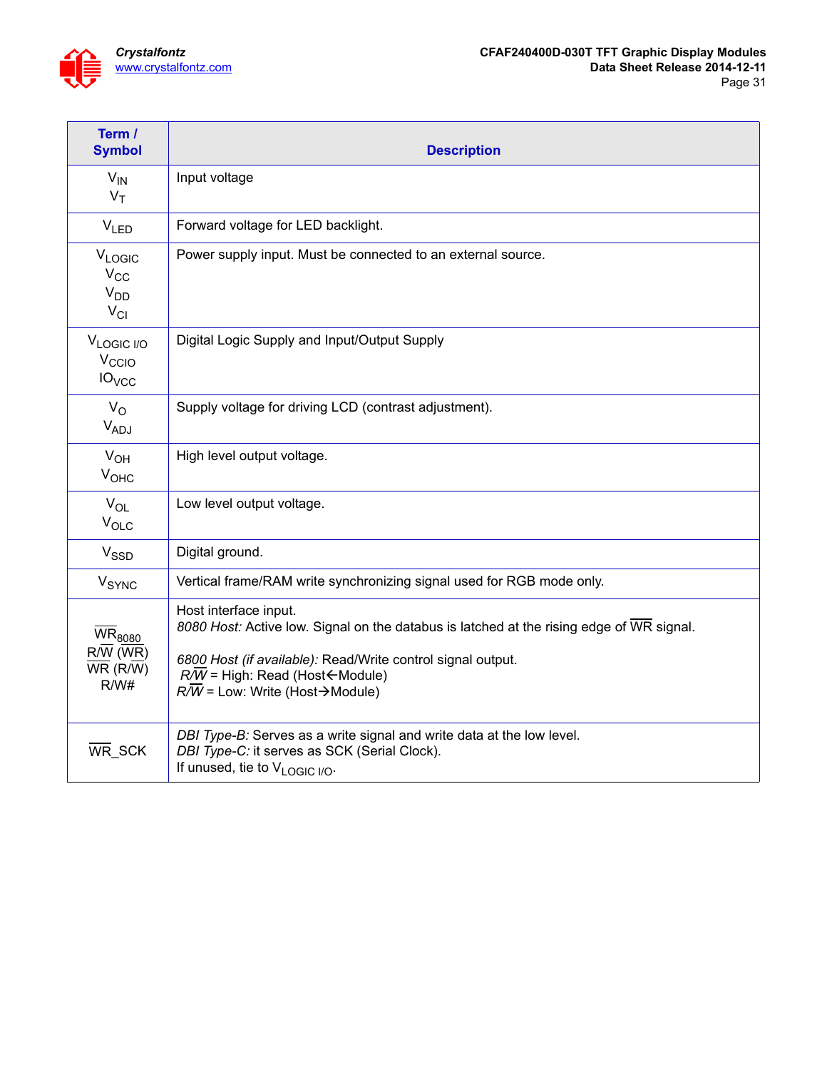| Term / Symbol | Description |
|---|---|
| $V_{IN}$<br>$V_T$ | Input voltage |
| $V_{LED}$ | Forward voltage for LED backlight. |
| $V_{LOGIC}$<br>$V_{CC}$<br>$V_{DD}$<br>$V_{CI}$ | Power supply input. Must be connected to an external source. |
| $V_{LOGIC\ I/O}$<br>$V_{CCIO}$<br>$IO_{VCC}$ | Digital Logic Supply and Input/Output Supply |
| $V_O$<br>$V_{ADJ}$ | Supply voltage for driving LCD (contrast adjustment). |
| $V_{OH}$<br>$V_{OHC}$ | High level output voltage. |
| $V_{OL}$<br>$V_{OLC}$ | Low level output voltage. |
| $V_{SSD}$ | Digital ground. |
| $V_{SYNC}$ | Vertical frame/RAM write synchronizing signal used for RGB mode only. |
| $\overline{WR}_{8080}$<br>$R/\overline{W}$ ($\overline{WR}$)<br>$\overline{WR}$ ($R/\overline{W}$)<br>R/W# | Host interface input.<br>*8080 Host:* Active low. Signal on the databus is latched at the rising edge of $\overline{WR}$ signal.<br><br>*6800 Host (if available):* Read/Write control signal output.<br>$R/\overline{W}$ = High: Read (Host←Module)<br>$R/\overline{W}$ = Low: Write (Host→Module) |
| $\overline{WR}$_SCK | *DBI Type-B:* Serves as a write signal and write data at the low level.<br>*DBI Type-C:* it serves as SCK (Serial Clock).<br>If unused, tie to $V_{LOGIC\ I/O}$. |